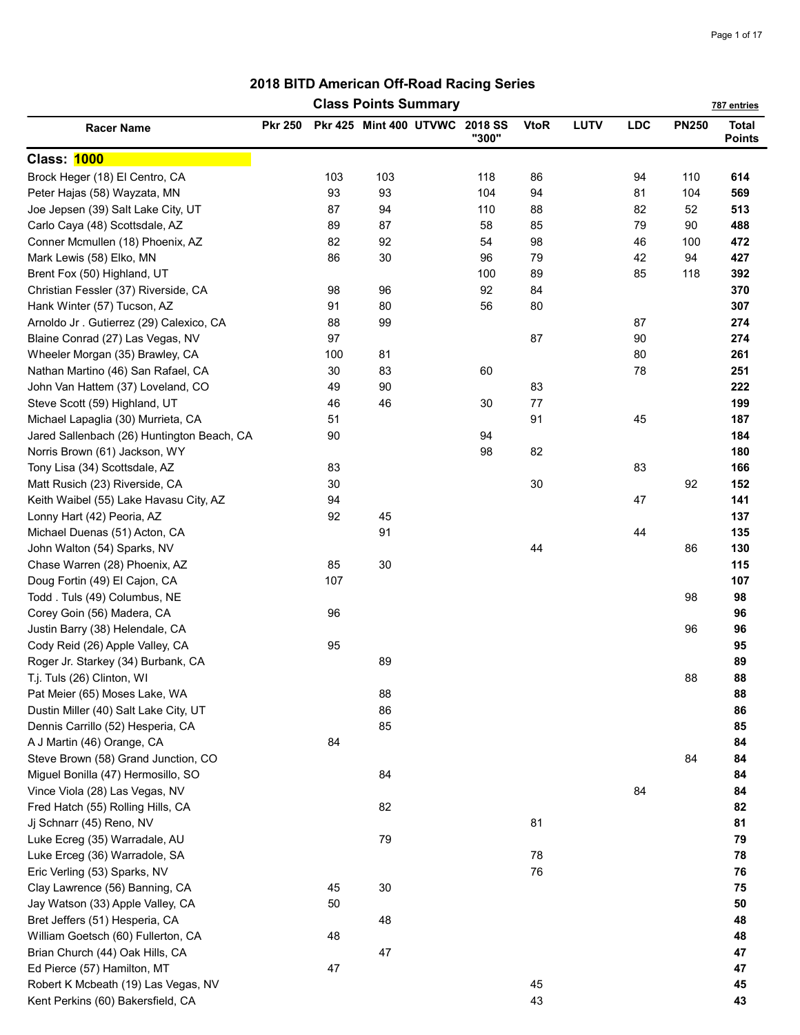# 2018 BITD American Off-Road Racing Series

## Class Points Summary

787 entries

| Racer Name | Pkr 250 | Pkr 425 | Mint 400 | UTVWC | 2018 SS "300" | VtoR | LUTV | LDC | PN250 | Total Points |
|---|---|---|---|---|---|---|---|---|---|---|
| **Class: 1000** | | | | | | | | | | |
| Brock Heger (18) El Centro, CA | | 103 | 103 | | 118 | 86 | | 94 | 110 | **614** |
| Peter Hajas (58) Wayzata, MN | | 93 | 93 | | 104 | 94 | | 81 | 104 | **569** |
| Joe Jepsen (39) Salt Lake City, UT | | 87 | 94 | | 110 | 88 | | 82 | 52 | **513** |
| Carlo Caya (48) Scottsdale, AZ | | 89 | 87 | | 58 | 85 | | 79 | 90 | **488** |
| Conner Mcmullen (18) Phoenix, AZ | | 82 | 92 | | 54 | 98 | | 46 | 100 | **472** |
| Mark Lewis (58) Elko, MN | | 86 | 30 | | 96 | 79 | | 42 | 94 | **427** |
| Brent Fox (50) Highland, UT | | | | | 100 | 89 | | 85 | 118 | **392** |
| Christian Fessler (37) Riverside, CA | | 98 | 96 | | 92 | 84 | | | | **370** |
| Hank Winter (57) Tucson, AZ | | 91 | 80 | | 56 | 80 | | | | **307** |
| Arnoldo Jr . Gutierrez (29) Calexico, CA | | 88 | 99 | | | | | 87 | | **274** |
| Blaine Conrad (27) Las Vegas, NV | | 97 | | | | 87 | | 90 | | **274** |
| Wheeler Morgan (35) Brawley, CA | | 100 | 81 | | | | | 80 | | **261** |
| Nathan Martino (46) San Rafael, CA | | 30 | 83 | | 60 | | | 78 | | **251** |
| John Van Hattem (37) Loveland, CO | | 49 | 90 | | | 83 | | | | **222** |
| Steve Scott (59) Highland, UT | | 46 | 46 | | 30 | 77 | | | | **199** |
| Michael Lapaglia (30) Murrieta, CA | | 51 | | | | 91 | | 45 | | **187** |
| Jared Sallenbach (26) Huntington Beach, CA | | 90 | | | 94 | | | | | **184** |
| Norris Brown (61) Jackson, WY | | | | | 98 | 82 | | | | **180** |
| Tony Lisa (34) Scottsdale, AZ | | 83 | | | | | | 83 | | **166** |
| Matt Rusich (23) Riverside, CA | | 30 | | | | 30 | | | 92 | **152** |
| Keith Waibel (55) Lake Havasu City, AZ | | 94 | | | | | | 47 | | **141** |
| Lonny Hart (42) Peoria, AZ | | 92 | 45 | | | | | | | **137** |
| Michael Duenas (51) Acton, CA | | | 91 | | | | | 44 | | **135** |
| John Walton (54) Sparks, NV | | | | | | 44 | | | 86 | **130** |
| Chase Warren (28) Phoenix, AZ | | 85 | 30 | | | | | | | **115** |
| Doug Fortin (49) El Cajon, CA | | 107 | | | | | | | | **107** |
| Todd . Tuls (49) Columbus, NE | | | | | | | | | 98 | **98** |
| Corey Goin (56) Madera, CA | | 96 | | | | | | | | **96** |
| Justin Barry (38) Helendale, CA | | | | | | | | | 96 | **96** |
| Cody Reid (26) Apple Valley, CA | | 95 | | | | | | | | **95** |
| Roger Jr. Starkey (34) Burbank, CA | | | 89 | | | | | | | **89** |
| T.j. Tuls (26) Clinton, WI | | | | | | | | | 88 | **88** |
| Pat Meier (65) Moses Lake, WA | | | 88 | | | | | | | **88** |
| Dustin Miller (40) Salt Lake City, UT | | | 86 | | | | | | | **86** |
| Dennis Carrillo (52) Hesperia, CA | | | 85 | | | | | | | **85** |
| A J Martin (46) Orange, CA | | 84 | | | | | | | | **84** |
| Steve Brown (58) Grand Junction, CO | | | | | | | | | 84 | **84** |
| Miguel Bonilla (47) Hermosillo, SO | | | 84 | | | | | | | **84** |
| Vince Viola (28) Las Vegas, NV | | | | | | | | 84 | | **84** |
| Fred Hatch (55) Rolling Hills, CA | | | 82 | | | | | | | **82** |
| Jj Schnarr (45) Reno, NV | | | | | | 81 | | | | **81** |
| Luke Ecreg (35) Warradale, AU | | | 79 | | | | | | | **79** |
| Luke Erceg (36) Warradole, SA | | | | | | 78 | | | | **78** |
| Eric Verling (53) Sparks, NV | | | | | | 76 | | | | **76** |
| Clay Lawrence (56) Banning, CA | | 45 | 30 | | | | | | | **75** |
| Jay Watson (33) Apple Valley, CA | | 50 | | | | | | | | **50** |
| Bret Jeffers (51) Hesperia, CA | | | 48 | | | | | | | **48** |
| William Goetsch (60) Fullerton, CA | | 48 | | | | | | | | **48** |
| Brian Church (44) Oak Hills, CA | | | 47 | | | | | | | **47** |
| Ed Pierce (57) Hamilton, MT | | 47 | | | | | | | | **47** |
| Robert K Mcbeath (19) Las Vegas, NV | | | | | | 45 | | | | **45** |
| Kent Perkins (60) Bakersfield, CA | | | | | | 43 | | | | **43** |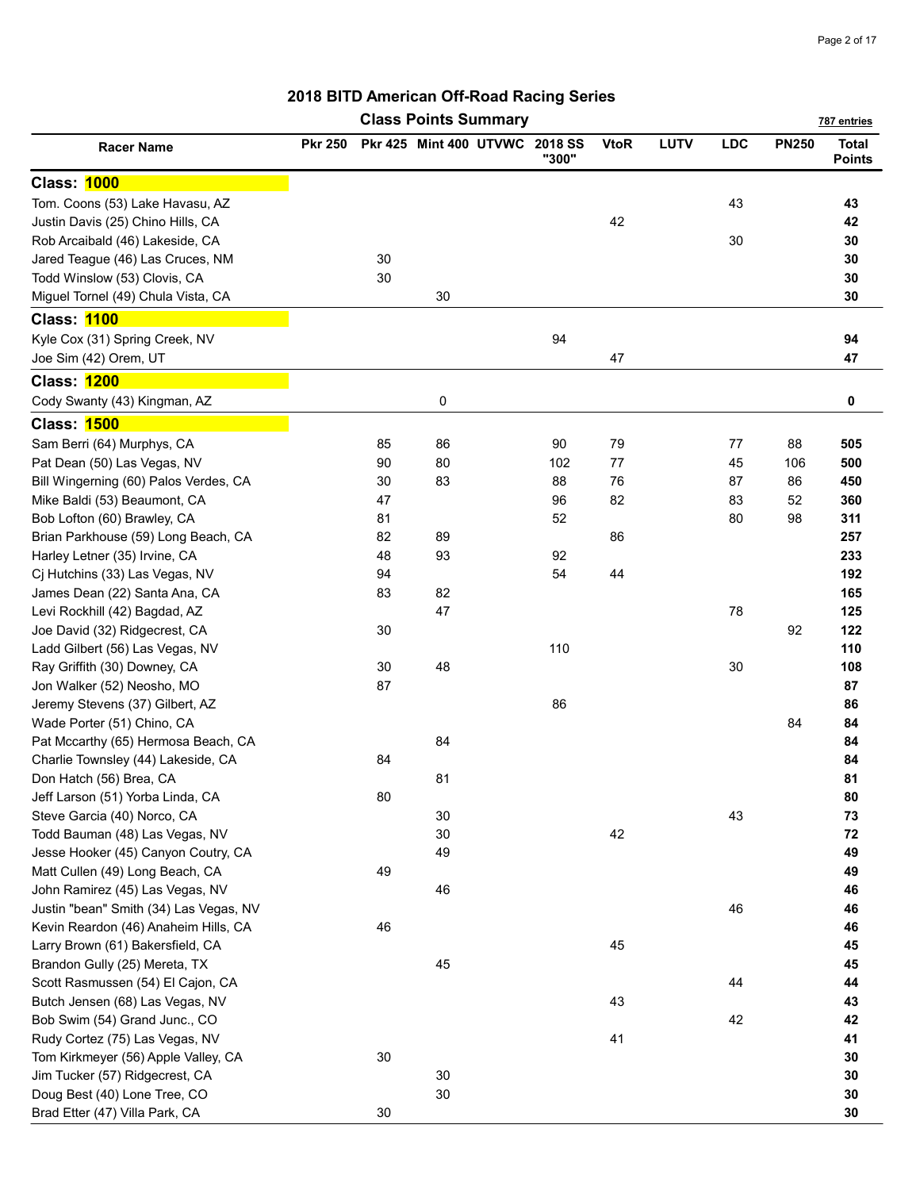# 2018 BITD American Off-Road Racing Series

## Class Points Summary

787 entries

| Racer Name | Pkr 250 | Pkr 425 | Mint 400 | UTVWC | 2018 SS "300" | VtoR | LUTV | LDC | PN250 | Total Points |
|---|---|---|---|---|---|---|---|---|---|---|
| **Class: 1000** | | | | | | | | | | |
| Tom. Coons (53) Lake Havasu, AZ | | | | | | | | 43 | | **43** |
| Justin Davis (25) Chino Hills, CA | | | | | | 42 | | | | **42** |
| Rob Arcaibald (46) Lakeside, CA | | | | | | | | 30 | | **30** |
| Jared Teague (46) Las Cruces, NM | | 30 | | | | | | | | **30** |
| Todd Winslow (53) Clovis, CA | | 30 | | | | | | | | **30** |
| Miguel Tornel (49) Chula Vista, CA | | | 30 | | | | | | | **30** |
| **Class: 1100** | | | | | | | | | | |
| Kyle Cox (31) Spring Creek, NV | | | | | 94 | | | | | **94** |
| Joe Sim (42) Orem, UT | | | | | | 47 | | | | **47** |
| **Class: 1200** | | | | | | | | | | |
| Cody Swanty (43) Kingman, AZ | | | 0 | | | | | | | **0** |
| **Class: 1500** | | | | | | | | | | |
| Sam Berri (64) Murphys, CA | | 85 | 86 | | 90 | 79 | | 77 | 88 | **505** |
| Pat Dean (50) Las Vegas, NV | | 90 | 80 | | 102 | 77 | | 45 | 106 | **500** |
| Bill Wingerning (60) Palos Verdes, CA | | 30 | 83 | | 88 | 76 | | 87 | 86 | **450** |
| Mike Baldi (53) Beaumont, CA | | 47 | | | 96 | 82 | | 83 | 52 | **360** |
| Bob Lofton (60) Brawley, CA | | 81 | | | 52 | | | 80 | 98 | **311** |
| Brian Parkhouse (59) Long Beach, CA | | 82 | 89 | | | 86 | | | | **257** |
| Harley Letner (35) Irvine, CA | | 48 | 93 | | 92 | | | | | **233** |
| Cj Hutchins (33) Las Vegas, NV | | 94 | | | 54 | 44 | | | | **192** |
| James Dean (22) Santa Ana, CA | | 83 | 82 | | | | | | | **165** |
| Levi Rockhill (42) Bagdad, AZ | | | 47 | | | | | 78 | | **125** |
| Joe David (32) Ridgecrest, CA | | 30 | | | | | | | 92 | **122** |
| Ladd Gilbert (56) Las Vegas, NV | | | | | 110 | | | | | **110** |
| Ray Griffith (30) Downey, CA | | 30 | 48 | | | | | 30 | | **108** |
| Jon Walker (52) Neosho, MO | | 87 | | | | | | | | **87** |
| Jeremy Stevens (37) Gilbert, AZ | | | | | 86 | | | | | **86** |
| Wade Porter (51) Chino, CA | | | | | | | | | 84 | **84** |
| Pat Mccarthy (65) Hermosa Beach, CA | | | 84 | | | | | | | **84** |
| Charlie Townsley (44) Lakeside, CA | | 84 | | | | | | | | **84** |
| Don Hatch (56) Brea, CA | | | 81 | | | | | | | **81** |
| Jeff Larson (51) Yorba Linda, CA | | 80 | | | | | | | | **80** |
| Steve Garcia (40) Norco, CA | | | 30 | | | | | 43 | | **73** |
| Todd Bauman (48) Las Vegas, NV | | | 30 | | | 42 | | | | **72** |
| Jesse Hooker (45) Canyon Coutry, CA | | | 49 | | | | | | | **49** |
| Matt Cullen (49) Long Beach, CA | | 49 | | | | | | | | **49** |
| John Ramirez (45) Las Vegas, NV | | | 46 | | | | | | | **46** |
| Justin "bean" Smith (34) Las Vegas, NV | | | | | | | | 46 | | **46** |
| Kevin Reardon (46) Anaheim Hills, CA | | 46 | | | | | | | | **46** |
| Larry Brown (61) Bakersfield, CA | | | | | | 45 | | | | **45** |
| Brandon Gully (25) Mereta, TX | | | 45 | | | | | | | **45** |
| Scott Rasmussen (54) El Cajon, CA | | | | | | | | 44 | | **44** |
| Butch Jensen (68) Las Vegas, NV | | | | | | 43 | | | | **43** |
| Bob Swim (54) Grand Junc., CO | | | | | | | | 42 | | **42** |
| Rudy Cortez (75) Las Vegas, NV | | | | | | 41 | | | | **41** |
| Tom Kirkmeyer (56) Apple Valley, CA | | 30 | | | | | | | | **30** |
| Jim Tucker (57) Ridgecrest, CA | | | 30 | | | | | | | **30** |
| Doug Best (40) Lone Tree, CO | | | 30 | | | | | | | **30** |
| Brad Etter (47) Villa Park, CA | | 30 | | | | | | | | **30** |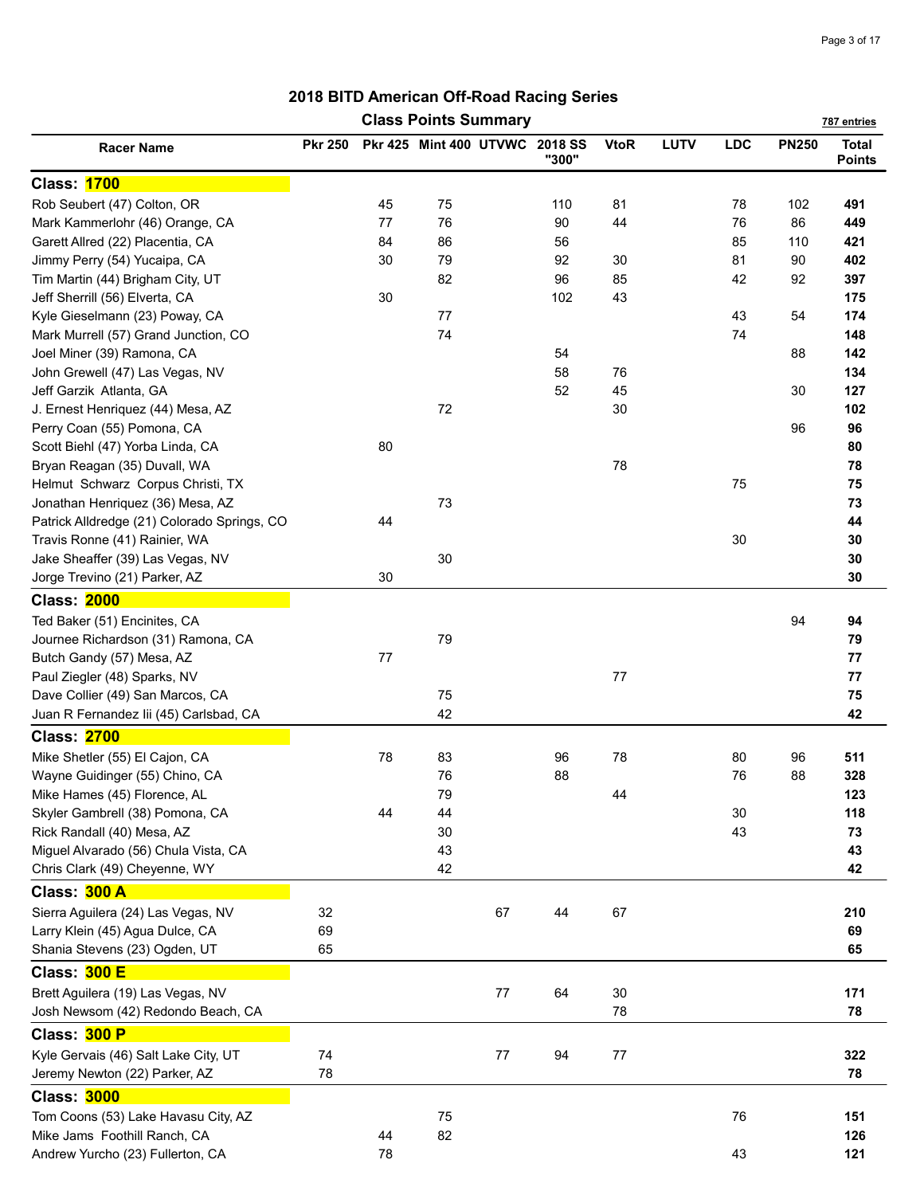# 2018 BITD American Off-Road Racing Series

## Class Points Summary

787 entries

| Racer Name | Pkr 250 | Pkr 425 | Mint 400 | UTVWC | 2018 SS "300" | VtoR | LUTV | LDC | PN250 | Total Points |
|---|---|---|---|---|---|---|---|---|---|---|
| **Class: 1700** | | | | | | | | | | |
| Rob Seubert (47) Colton, OR | | 45 | 75 | | 110 | 81 | | 78 | 102 | **491** |
| Mark Kammerlohr (46) Orange, CA | | 77 | 76 | | 90 | 44 | | 76 | 86 | **449** |
| Garett Allred (22) Placentia, CA | | 84 | 86 | | 56 | | | 85 | 110 | **421** |
| Jimmy Perry (54) Yucaipa, CA | | 30 | 79 | | 92 | 30 | | 81 | 90 | **402** |
| Tim Martin (44) Brigham City, UT | | | 82 | | 96 | 85 | | 42 | 92 | **397** |
| Jeff Sherrill (56) Elverta, CA | | 30 | | | 102 | 43 | | | | **175** |
| Kyle Gieselmann (23) Poway, CA | | | 77 | | | | | 43 | 54 | **174** |
| Mark Murrell (57) Grand Junction, CO | | | 74 | | | | | 74 | | **148** |
| Joel Miner (39) Ramona, CA | | | | | 54 | | | | 88 | **142** |
| John Grewell (47) Las Vegas, NV | | | | | 58 | 76 | | | | **134** |
| Jeff Garzik Atlanta, GA | | | | | 52 | 45 | | | 30 | **127** |
| J. Ernest Henriquez (44) Mesa, AZ | | | 72 | | | 30 | | | | **102** |
| Perry Coan (55) Pomona, CA | | | | | | | | | 96 | **96** |
| Scott Biehl (47) Yorba Linda, CA | | 80 | | | | | | | | **80** |
| Bryan Reagan (35) Duvall, WA | | | | | | 78 | | | | **78** |
| Helmut Schwarz Corpus Christi, TX | | | | | | | | 75 | | **75** |
| Jonathan Henriquez (36) Mesa, AZ | | | 73 | | | | | | | **73** |
| Patrick Alldredge (21) Colorado Springs, CO | | 44 | | | | | | | | **44** |
| Travis Ronne (41) Rainier, WA | | | | | | | | 30 | | **30** |
| Jake Sheaffer (39) Las Vegas, NV | | | 30 | | | | | | | **30** |
| Jorge Trevino (21) Parker, AZ | | 30 | | | | | | | | **30** |
| **Class: 2000** | | | | | | | | | | |
| Ted Baker (51) Encinites, CA | | | | | | | | | 94 | **94** |
| Journee Richardson (31) Ramona, CA | | | 79 | | | | | | | **79** |
| Butch Gandy (57) Mesa, AZ | | 77 | | | | | | | | **77** |
| Paul Ziegler (48) Sparks, NV | | | | | | 77 | | | | **77** |
| Dave Collier (49) San Marcos, CA | | | 75 | | | | | | | **75** |
| Juan R Fernandez Iii (45) Carlsbad, CA | | | 42 | | | | | | | **42** |
| **Class: 2700** | | | | | | | | | | |
| Mike Shetler (55) El Cajon, CA | | 78 | 83 | | 96 | 78 | | 80 | 96 | **511** |
| Wayne Guidinger (55) Chino, CA | | | 76 | | 88 | | | 76 | 88 | **328** |
| Mike Hames (45) Florence, AL | | | 79 | | | 44 | | | | **123** |
| Skyler Gambrell (38) Pomona, CA | | 44 | 44 | | | | | 30 | | **118** |
| Rick Randall (40) Mesa, AZ | | | 30 | | | | | 43 | | **73** |
| Miguel Alvarado (56) Chula Vista, CA | | | 43 | | | | | | | **43** |
| Chris Clark (49) Cheyenne, WY | | | 42 | | | | | | | **42** |
| **Class: 300 A** | | | | | | | | | | |
| Sierra Aguilera (24) Las Vegas, NV | 32 | | | 67 | 44 | 67 | | | | **210** |
| Larry Klein (45) Agua Dulce, CA | 69 | | | | | | | | | **69** |
| Shania Stevens (23) Ogden, UT | 65 | | | | | | | | | **65** |
| **Class: 300 E** | | | | | | | | | | |
| Brett Aguilera (19) Las Vegas, NV | | | | 77 | 64 | 30 | | | | **171** |
| Josh Newsom (42) Redondo Beach, CA | | | | | | 78 | | | | **78** |
| **Class: 300 P** | | | | | | | | | | |
| Kyle Gervais (46) Salt Lake City, UT | 74 | | | 77 | 94 | 77 | | | | **322** |
| Jeremy Newton (22) Parker, AZ | 78 | | | | | | | | | **78** |
| **Class: 3000** | | | | | | | | | | |
| Tom Coons (53) Lake Havasu City, AZ | | | 75 | | | | | 76 | | **151** |
| Mike Jams Foothill Ranch, CA | | 44 | 82 | | | | | | | **126** |
| Andrew Yurcho (23) Fullerton, CA | | 78 | | | | | | 43 | | **121** |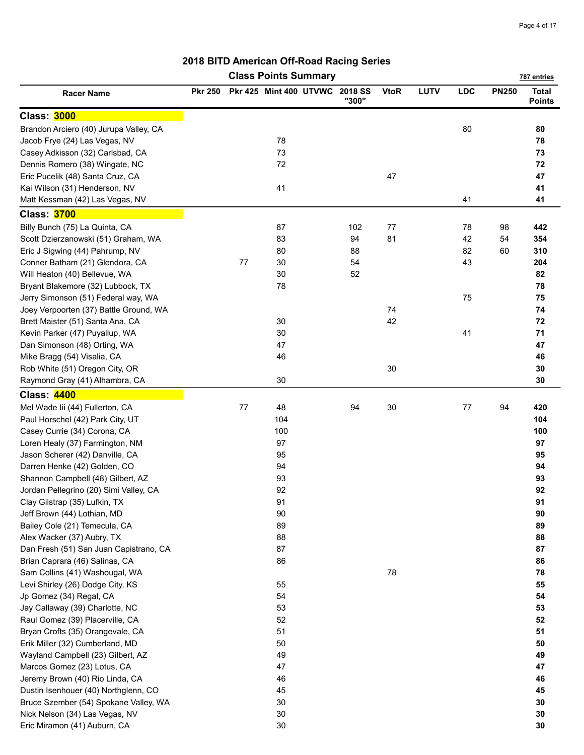# 2018 BITD American Off-Road Racing Series

## Class Points Summary

787 entries

| Racer Name | Pkr 250 | Pkr 425 | Mint 400 | UTVWC | 2018 SS "300" | VtoR | LUTV | LDC | PN250 | Total Points |
|---|---|---|---|---|---|---|---|---|---|---|
| **Class: 3000** | | | | | | | | | | |
| Brandon Arciero (40) Jurupa Valley, CA | | | | | | | | 80 | | **80** |
| Jacob Frye (24) Las Vegas, NV | | | 78 | | | | | | | **78** |
| Casey Adkisson (32) Carlsbad, CA | | | 73 | | | | | | | **73** |
| Dennis Romero (38) Wingate, NC | | | 72 | | | | | | | **72** |
| Eric Pucelik (48) Santa Cruz, CA | | | | | | 47 | | | | **47** |
| Kai Wilson (31) Henderson, NV | | | 41 | | | | | | | **41** |
| Matt Kessman (42) Las Vegas, NV | | | | | | | | 41 | | **41** |
| **Class: 3700** | | | | | | | | | | |
| Billy Bunch (75) La Quinta, CA | | | 87 | | 102 | 77 | | 78 | 98 | **442** |
| Scott Dzierzanowski (51) Graham, WA | | | 83 | | 94 | 81 | | 42 | 54 | **354** |
| Eric J Sigwing (44) Pahrump, NV | | | 80 | | 88 | | | 82 | 60 | **310** |
| Conner Batham (21) Glendora, CA | | 77 | 30 | | 54 | | | 43 | | **204** |
| Will Heaton (40) Bellevue, WA | | | 30 | | 52 | | | | | **82** |
| Bryant Blakemore (32) Lubbock, TX | | | 78 | | | | | | | **78** |
| Jerry Simonson (51) Federal way, WA | | | | | | | | 75 | | **75** |
| Joey Verpoorten (37) Battle Ground, WA | | | | | | 74 | | | | **74** |
| Brett Maister (51) Santa Ana, CA | | | 30 | | | 42 | | | | **72** |
| Kevin Parker (47) Puyallup, WA | | | 30 | | | | | 41 | | **71** |
| Dan Simonson (48) Orting, WA | | | 47 | | | | | | | **47** |
| Mike Bragg (54) Visalia, CA | | | 46 | | | | | | | **46** |
| Rob White (51) Oregon City, OR | | | | | | 30 | | | | **30** |
| Raymond Gray (41) Alhambra, CA | | | 30 | | | | | | | **30** |
| **Class: 4400** | | | | | | | | | | |
| Mel Wade Iii (44) Fullerton, CA | | 77 | 48 | | 94 | 30 | | 77 | 94 | **420** |
| Paul Horschel (42) Park City, UT | | | 104 | | | | | | | **104** |
| Casey Currie (34) Corona, CA | | | 100 | | | | | | | **100** |
| Loren Healy (37) Farmington, NM | | | 97 | | | | | | | **97** |
| Jason Scherer (42) Danville, CA | | | 95 | | | | | | | **95** |
| Darren Henke (42) Golden, CO | | | 94 | | | | | | | **94** |
| Shannon Campbell (48) Gilbert, AZ | | | 93 | | | | | | | **93** |
| Jordan Pellegrino (20) Simi Valley, CA | | | 92 | | | | | | | **92** |
| Clay Gilstrap (35) Lufkin, TX | | | 91 | | | | | | | **91** |
| Jeff Brown (44) Lothian, MD | | | 90 | | | | | | | **90** |
| Bailey Cole (21) Temecula, CA | | | 89 | | | | | | | **89** |
| Alex Wacker (37) Aubry, TX | | | 88 | | | | | | | **88** |
| Dan Fresh (51) San Juan Capistrano, CA | | | 87 | | | | | | | **87** |
| Brian Caprara (46) Salinas, CA | | | 86 | | | | | | | **86** |
| Sam Collins (41) Washougal, WA | | | | | | 78 | | | | **78** |
| Levi Shirley (26) Dodge City, KS | | | 55 | | | | | | | **55** |
| Jp Gomez (34) Regal, CA | | | 54 | | | | | | | **54** |
| Jay Callaway (39) Charlotte, NC | | | 53 | | | | | | | **53** |
| Raul Gomez (39) Placerville, CA | | | 52 | | | | | | | **52** |
| Bryan Crofts (35) Orangevale, CA | | | 51 | | | | | | | **51** |
| Erik Miller (32) Cumberland, MD | | | 50 | | | | | | | **50** |
| Wayland Campbell (23) Gilbert, AZ | | | 49 | | | | | | | **49** |
| Marcos Gomez (23) Lotus, CA | | | 47 | | | | | | | **47** |
| Jeremy Brown (40) Rio Linda, CA | | | 46 | | | | | | | **46** |
| Dustin Isenhouer (40) Northglenn, CO | | | 45 | | | | | | | **45** |
| Bruce Szember (54) Spokane Valley, WA | | | 30 | | | | | | | **30** |
| Nick Nelson (34) Las Vegas, NV | | | 30 | | | | | | | **30** |
| Eric Miramon (41) Auburn, CA | | | 30 | | | | | | | **30** |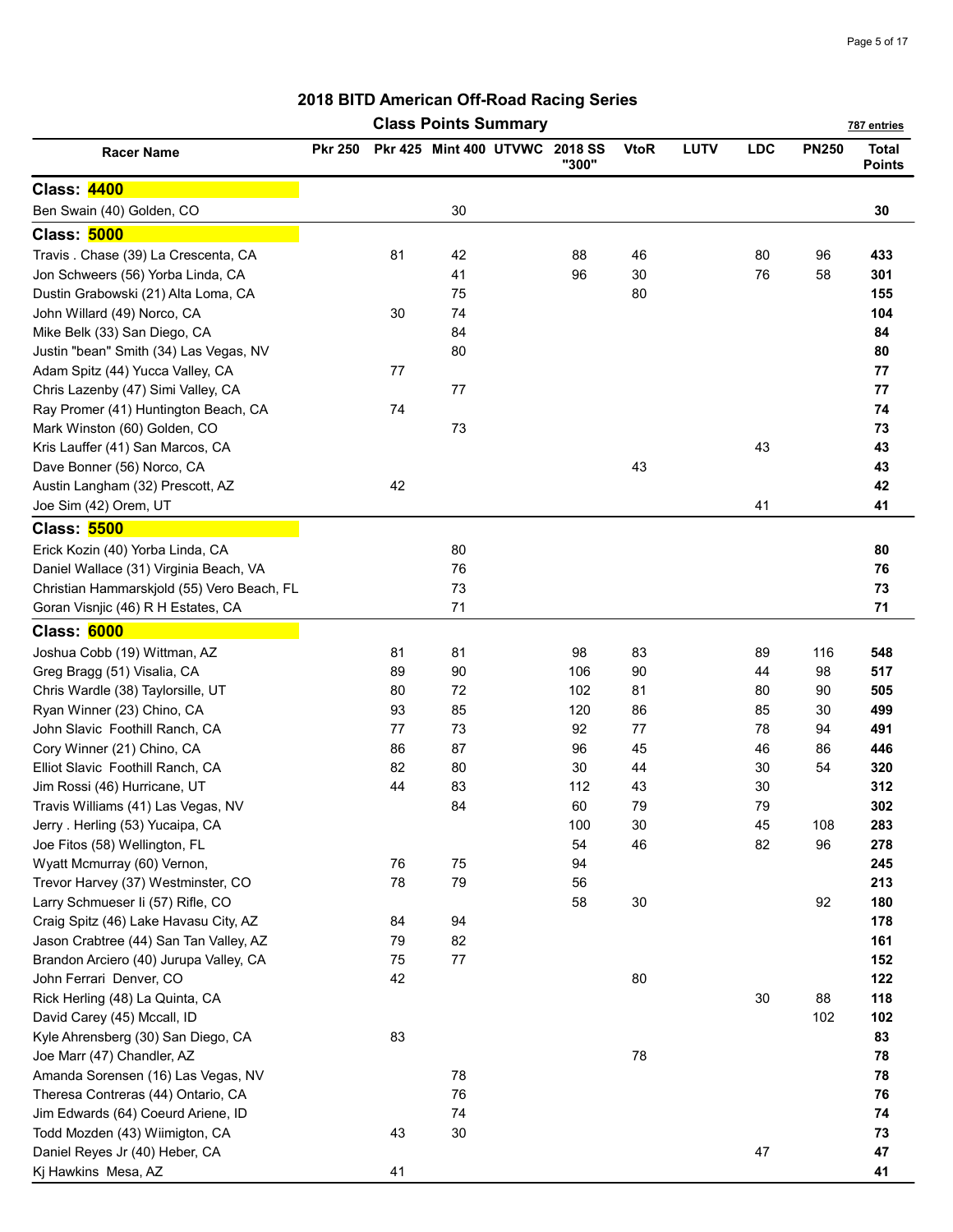## 2018 BITD American Off-Road Racing Series

### Class Points Summary

787 entries

| Racer Name | Pkr 250 | Pkr 425 | Mint 400 | UTVWC | 2018 SS "300" | VtoR | LUTV | LDC | PN250 | Total Points |
|---|---|---|---|---|---|---|---|---|---|---|
| **Class: 4400** | | | | | | | | | | |
| Ben Swain (40) Golden, CO | | | 30 | | | | | | | **30** |
| **Class: 5000** | | | | | | | | | | |
| Travis . Chase (39) La Crescenta, CA | | 81 | 42 | | 88 | 46 | | 80 | 96 | **433** |
| Jon Schweers (56) Yorba Linda, CA | | | 41 | | 96 | 30 | | 76 | 58 | **301** |
| Dustin Grabowski (21) Alta Loma, CA | | | 75 | | | 80 | | | | **155** |
| John Willard (49) Norco, CA | | 30 | 74 | | | | | | | **104** |
| Mike Belk (33) San Diego, CA | | | 84 | | | | | | | **84** |
| Justin "bean" Smith (34) Las Vegas, NV | | | 80 | | | | | | | **80** |
| Adam Spitz (44) Yucca Valley, CA | | 77 | | | | | | | | **77** |
| Chris Lazenby (47) Simi Valley, CA | | | 77 | | | | | | | **77** |
| Ray Promer (41) Huntington Beach, CA | | 74 | | | | | | | | **74** |
| Mark Winston (60) Golden, CO | | | 73 | | | | | | | **73** |
| Kris Lauffer (41) San Marcos, CA | | | | | | | | 43 | | **43** |
| Dave Bonner (56) Norco, CA | | | | | | 43 | | | | **43** |
| Austin Langham (32) Prescott, AZ | | 42 | | | | | | | | **42** |
| Joe Sim (42) Orem, UT | | | | | | | | 41 | | **41** |
| **Class: 5500** | | | | | | | | | | |
| Erick Kozin (40) Yorba Linda, CA | | | 80 | | | | | | | **80** |
| Daniel Wallace (31) Virginia Beach, VA | | | 76 | | | | | | | **76** |
| Christian Hammarskjold (55) Vero Beach, FL | | | 73 | | | | | | | **73** |
| Goran Visnjic (46) R H Estates, CA | | | 71 | | | | | | | **71** |
| **Class: 6000** | | | | | | | | | | |
| Joshua Cobb (19) Wittman, AZ | | 81 | 81 | | 98 | 83 | | 89 | 116 | **548** |
| Greg Bragg (51) Visalia, CA | | 89 | 90 | | 106 | 90 | | 44 | 98 | **517** |
| Chris Wardle (38) Taylorsille, UT | | 80 | 72 | | 102 | 81 | | 80 | 90 | **505** |
| Ryan Winner (23) Chino, CA | | 93 | 85 | | 120 | 86 | | 85 | 30 | **499** |
| John Slavic  Foothill Ranch, CA | | 77 | 73 | | 92 | 77 | | 78 | 94 | **491** |
| Cory Winner (21) Chino, CA | | 86 | 87 | | 96 | 45 | | 46 | 86 | **446** |
| Elliot Slavic  Foothill Ranch, CA | | 82 | 80 | | 30 | 44 | | 30 | 54 | **320** |
| Jim Rossi (46) Hurricane, UT | | 44 | 83 | | 112 | 43 | | 30 | | **312** |
| Travis Williams (41) Las Vegas, NV | | | 84 | | 60 | 79 | | 79 | | **302** |
| Jerry . Herling (53) Yucaipa, CA | | | | | 100 | 30 | | 45 | 108 | **283** |
| Joe Fitos (58) Wellington, FL | | | | | 54 | 46 | | 82 | 96 | **278** |
| Wyatt Mcmurray (60) Vernon, | | 76 | 75 | | 94 | | | | | **245** |
| Trevor Harvey (37) Westminster, CO | | 78 | 79 | | 56 | | | | | **213** |
| Larry Schmueser Ii (57) Rifle, CO | | | | | 58 | 30 | | | 92 | **180** |
| Craig Spitz (46) Lake Havasu City, AZ | | 84 | 94 | | | | | | | **178** |
| Jason Crabtree (44) San Tan Valley, AZ | | 79 | 82 | | | | | | | **161** |
| Brandon Arciero (40) Jurupa Valley, CA | | 75 | 77 | | | | | | | **152** |
| John Ferrari  Denver, CO | | 42 | | | | 80 | | | | **122** |
| Rick Herling (48) La Quinta, CA | | | | | | | | 30 | 88 | **118** |
| David Carey (45) Mccall, ID | | | | | | | | | 102 | **102** |
| Kyle Ahrensberg (30) San Diego, CA | | 83 | | | | | | | | **83** |
| Joe Marr (47) Chandler, AZ | | | | | | 78 | | | | **78** |
| Amanda Sorensen (16) Las Vegas, NV | | | 78 | | | | | | | **78** |
| Theresa Contreras (44) Ontario, CA | | | 76 | | | | | | | **76** |
| Jim Edwards (64) Coeurd Ariene, ID | | | 74 | | | | | | | **74** |
| Todd Mozden (43) Wiimigton, CA | | 43 | 30 | | | | | | | **73** |
| Daniel Reyes Jr (40) Heber, CA | | | | | | | | 47 | | **47** |
| Kj Hawkins  Mesa, AZ | | 41 | | | | | | | | **41** |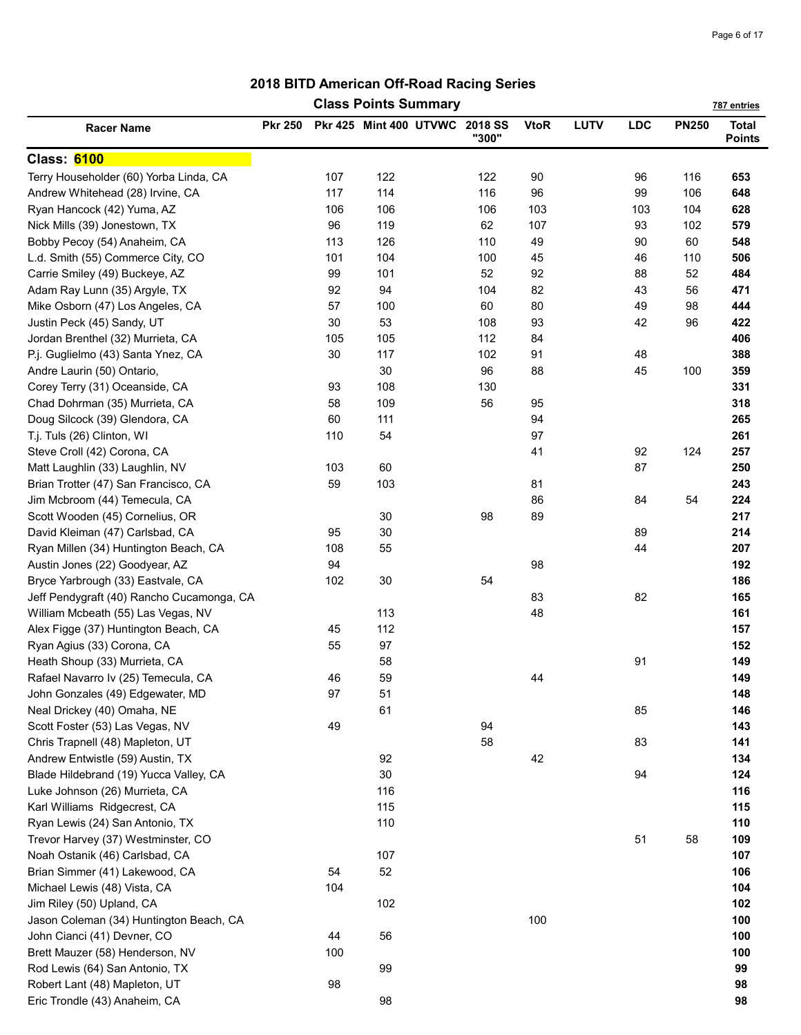# 2018 BITD American Off-Road Racing Series

## Class Points Summary

787 entries

| Racer Name | Pkr 250 | Pkr 425 | Mint 400 | UTVWC | 2018 SS "300" | VtoR | LUTV | LDC | PN250 | Total Points |
|---|---|---|---|---|---|---|---|---|---|---|
| **Class: 6100** | | | | | | | | | | |
| Terry Householder (60) Yorba Linda, CA | | 107 | 122 | | 122 | 90 | | 96 | 116 | **653** |
| Andrew Whitehead (28) Irvine, CA | | 117 | 114 | | 116 | 96 | | 99 | 106 | **648** |
| Ryan Hancock (42) Yuma, AZ | | 106 | 106 | | 106 | 103 | | 103 | 104 | **628** |
| Nick Mills (39) Jonestown, TX | | 96 | 119 | | 62 | 107 | | 93 | 102 | **579** |
| Bobby Pecoy (54) Anaheim, CA | | 113 | 126 | | 110 | 49 | | 90 | 60 | **548** |
| L.d. Smith (55) Commerce City, CO | | 101 | 104 | | 100 | 45 | | 46 | 110 | **506** |
| Carrie Smiley (49) Buckeye, AZ | | 99 | 101 | | 52 | 92 | | 88 | 52 | **484** |
| Adam Ray Lunn (35) Argyle, TX | | 92 | 94 | | 104 | 82 | | 43 | 56 | **471** |
| Mike Osborn (47) Los Angeles, CA | | 57 | 100 | | 60 | 80 | | 49 | 98 | **444** |
| Justin Peck (45) Sandy, UT | | 30 | 53 | | 108 | 93 | | 42 | 96 | **422** |
| Jordan Brenthel (32) Murrieta, CA | | 105 | 105 | | 112 | 84 | | | | **406** |
| P.j. Guglielmo (43) Santa Ynez, CA | | 30 | 117 | | 102 | 91 | | 48 | | **388** |
| Andre Laurin (50) Ontario, | | | 30 | | 96 | 88 | | 45 | 100 | **359** |
| Corey Terry (31) Oceanside, CA | | 93 | 108 | | 130 | | | | | **331** |
| Chad Dohrman (35) Murrieta, CA | | 58 | 109 | | 56 | 95 | | | | **318** |
| Doug Silcock (39) Glendora, CA | | 60 | 111 | | | 94 | | | | **265** |
| T.j. Tuls (26) Clinton, WI | | 110 | 54 | | | 97 | | | | **261** |
| Steve Croll (42) Corona, CA | | | | | | 41 | | 92 | 124 | **257** |
| Matt Laughlin (33) Laughlin, NV | | 103 | 60 | | | | | 87 | | **250** |
| Brian Trotter (47) San Francisco, CA | | 59 | 103 | | | 81 | | | | **243** |
| Jim Mcbroom (44) Temecula, CA | | | | | | 86 | | 84 | 54 | **224** |
| Scott Wooden (45) Cornelius, OR | | | 30 | | 98 | 89 | | | | **217** |
| David Kleiman (47) Carlsbad, CA | | 95 | 30 | | | | | 89 | | **214** |
| Ryan Millen (34) Huntington Beach, CA | | 108 | 55 | | | | | 44 | | **207** |
| Austin Jones (22) Goodyear, AZ | | 94 | | | | 98 | | | | **192** |
| Bryce Yarbrough (33) Eastvale, CA | | 102 | 30 | | 54 | | | | | **186** |
| Jeff Pendygraft (40) Rancho Cucamonga, CA | | | | | | 83 | | 82 | | **165** |
| William Mcbeath (55) Las Vegas, NV | | | 113 | | | 48 | | | | **161** |
| Alex Figge (37) Huntington Beach, CA | | 45 | 112 | | | | | | | **157** |
| Ryan Agius (33) Corona, CA | | 55 | 97 | | | | | | | **152** |
| Heath Shoup (33) Murrieta, CA | | | 58 | | | | | 91 | | **149** |
| Rafael Navarro Iv (25) Temecula, CA | | 46 | 59 | | | 44 | | | | **149** |
| John Gonzales (49) Edgewater, MD | | 97 | 51 | | | | | | | **148** |
| Neal Drickey (40) Omaha, NE | | | 61 | | | | | 85 | | **146** |
| Scott Foster (53) Las Vegas, NV | | 49 | | | 94 | | | | | **143** |
| Chris Trapnell (48) Mapleton, UT | | | | | 58 | | | 83 | | **141** |
| Andrew Entwistle (59) Austin, TX | | | 92 | | | 42 | | | | **134** |
| Blade Hildebrand (19) Yucca Valley, CA | | | 30 | | | | | 94 | | **124** |
| Luke Johnson (26) Murrieta, CA | | | 116 | | | | | | | **116** |
| Karl Williams Ridgecrest, CA | | | 115 | | | | | | | **115** |
| Ryan Lewis (24) San Antonio, TX | | | 110 | | | | | | | **110** |
| Trevor Harvey (37) Westminster, CO | | | | | | | | 51 | 58 | **109** |
| Noah Ostanik (46) Carlsbad, CA | | | 107 | | | | | | | **107** |
| Brian Simmer (41) Lakewood, CA | | 54 | 52 | | | | | | | **106** |
| Michael Lewis (48) Vista, CA | | 104 | | | | | | | | **104** |
| Jim Riley (50) Upland, CA | | | 102 | | | | | | | **102** |
| Jason Coleman (34) Huntington Beach, CA | | | | | | 100 | | | | **100** |
| John Cianci (41) Devner, CO | | 44 | 56 | | | | | | | **100** |
| Brett Mauzer (58) Henderson, NV | | 100 | | | | | | | | **100** |
| Rod Lewis (64) San Antonio, TX | | | 99 | | | | | | | **99** |
| Robert Lant (48) Mapleton, UT | | 98 | | | | | | | | **98** |
| Eric Trondle (43) Anaheim, CA | | | 98 | | | | | | | **98** |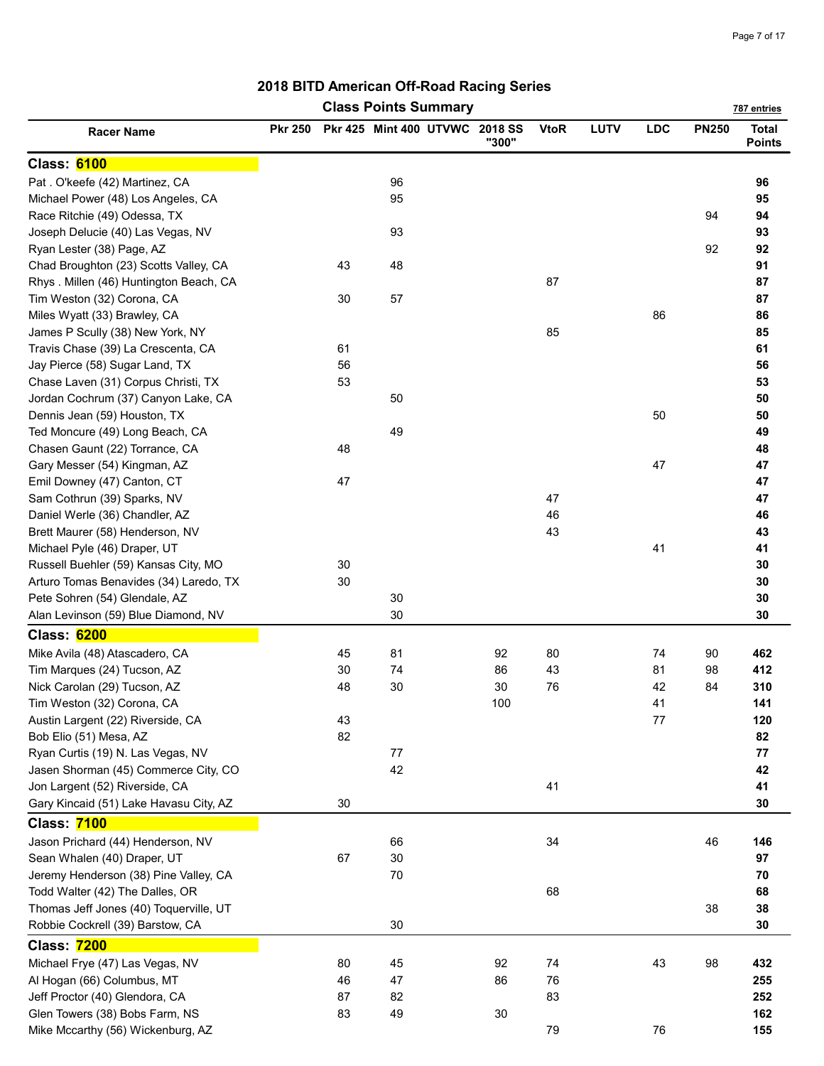# 2018 BITD American Off-Road Racing Series

## Class Points Summary

787 entries

| Racer Name | Pkr 250 | Pkr 425 | Mint 400 | UTVWC | 2018 SS "300" | VtoR | LUTV | LDC | PN250 | Total Points |
|---|---|---|---|---|---|---|---|---|---|---|
| **Class: 6100** | | | | | | | | | | |
| Pat . O'keefe (42) Martinez, CA | | | 96 | | | | | | | **96** |
| Michael Power (48) Los Angeles, CA | | | 95 | | | | | | | **95** |
| Race Ritchie (49) Odessa, TX | | | | | | | | | 94 | **94** |
| Joseph Delucie (40) Las Vegas, NV | | | 93 | | | | | | | **93** |
| Ryan Lester (38) Page, AZ | | | | | | | | | 92 | **92** |
| Chad Broughton (23) Scotts Valley, CA | | 43 | 48 | | | | | | | **91** |
| Rhys . Millen (46) Huntington Beach, CA | | | | | | 87 | | | | **87** |
| Tim Weston (32) Corona, CA | | 30 | 57 | | | | | | | **87** |
| Miles Wyatt (33) Brawley, CA | | | | | | | | 86 | | **86** |
| James P Scully (38) New York, NY | | | | | | 85 | | | | **85** |
| Travis Chase (39) La Crescenta, CA | | 61 | | | | | | | | **61** |
| Jay Pierce (58) Sugar Land, TX | | 56 | | | | | | | | **56** |
| Chase Laven (31) Corpus Christi, TX | | 53 | | | | | | | | **53** |
| Jordan Cochrum (37) Canyon Lake, CA | | | 50 | | | | | | | **50** |
| Dennis Jean (59) Houston, TX | | | | | | | | 50 | | **50** |
| Ted Moncure (49) Long Beach, CA | | | 49 | | | | | | | **49** |
| Chasen Gaunt (22) Torrance, CA | | 48 | | | | | | | | **48** |
| Gary Messer (54) Kingman, AZ | | | | | | | | 47 | | **47** |
| Emil Downey (47) Canton, CT | | 47 | | | | | | | | **47** |
| Sam Cothrun (39) Sparks, NV | | | | | | 47 | | | | **47** |
| Daniel Werle (36) Chandler, AZ | | | | | | 46 | | | | **46** |
| Brett Maurer (58) Henderson, NV | | | | | | 43 | | | | **43** |
| Michael Pyle (46) Draper, UT | | | | | | | | 41 | | **41** |
| Russell Buehler (59) Kansas City, MO | | 30 | | | | | | | | **30** |
| Arturo Tomas Benavides (34) Laredo, TX | | 30 | | | | | | | | **30** |
| Pete Sohren (54) Glendale, AZ | | | 30 | | | | | | | **30** |
| Alan Levinson (59) Blue Diamond, NV | | | 30 | | | | | | | **30** |
| **Class: 6200** | | | | | | | | | | |
| Mike Avila (48) Atascadero, CA | | 45 | 81 | | 92 | 80 | | 74 | 90 | **462** |
| Tim Marques (24) Tucson, AZ | | 30 | 74 | | 86 | 43 | | 81 | 98 | **412** |
| Nick Carolan (29) Tucson, AZ | | 48 | 30 | | 30 | 76 | | 42 | 84 | **310** |
| Tim Weston (32) Corona, CA | | | | | 100 | | | 41 | | **141** |
| Austin Largent (22) Riverside, CA | | 43 | | | | | | 77 | | **120** |
| Bob Elio (51) Mesa, AZ | | 82 | | | | | | | | **82** |
| Ryan Curtis (19) N. Las Vegas, NV | | | 77 | | | | | | | **77** |
| Jasen Shorman (45) Commerce City, CO | | | 42 | | | | | | | **42** |
| Jon Largent (52) Riverside, CA | | | | | | 41 | | | | **41** |
| Gary Kincaid (51) Lake Havasu City, AZ | | 30 | | | | | | | | **30** |
| **Class: 7100** | | | | | | | | | | |
| Jason Prichard (44) Henderson, NV | | | 66 | | | 34 | | | 46 | **146** |
| Sean Whalen (40) Draper, UT | | 67 | 30 | | | | | | | **97** |
| Jeremy Henderson (38) Pine Valley, CA | | | 70 | | | | | | | **70** |
| Todd Walter (42) The Dalles, OR | | | | | | 68 | | | | **68** |
| Thomas Jeff Jones (40) Toquerville, UT | | | | | | | | | 38 | **38** |
| Robbie Cockrell (39) Barstow, CA | | | 30 | | | | | | | **30** |
| **Class: 7200** | | | | | | | | | | |
| Michael Frye (47) Las Vegas, NV | | 80 | 45 | | 92 | 74 | | 43 | 98 | **432** |
| Al Hogan (66) Columbus, MT | | 46 | 47 | | 86 | 76 | | | | **255** |
| Jeff Proctor (40) Glendora, CA | | 87 | 82 | | | 83 | | | | **252** |
| Glen Towers (38) Bobs Farm, NS | | 83 | 49 | | 30 | | | | | **162** |
| Mike Mccarthy (56) Wickenburg, AZ | | | | | | 79 | | 76 | | **155** |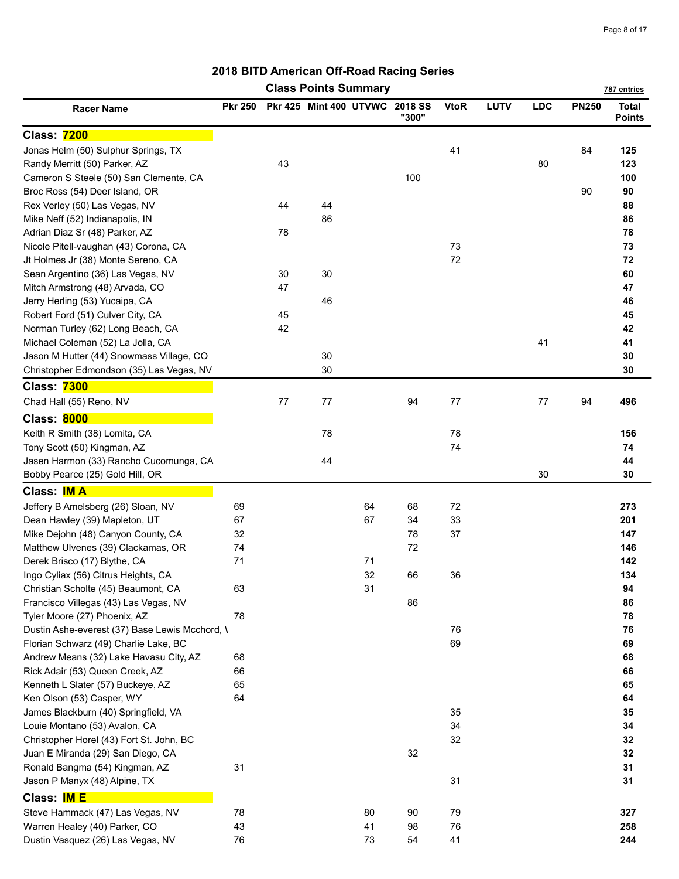## 2018 BITD American Off-Road Racing Series

### Class Points Summary

787 entries

| Racer Name | Pkr 250 | Pkr 425 | Mint 400 | UTVWC | 2018 SS "300" | VtoR | LUTV | LDC | PN250 | Total Points |
|---|---|---|---|---|---|---|---|---|---|---|
| **Class: 7200** | | | | | | | | | | |
| Jonas Helm (50) Sulphur Springs, TX | | | | | | 41 | | | 84 | **125** |
| Randy Merritt (50) Parker, AZ | | 43 | | | | | | 80 | | **123** |
| Cameron S Steele (50) San Clemente, CA | | | | | 100 | | | | | **100** |
| Broc Ross (54) Deer Island, OR | | | | | | | | | 90 | **90** |
| Rex Verley (50) Las Vegas, NV | | 44 | 44 | | | | | | | **88** |
| Mike Neff (52) Indianapolis, IN | | | 86 | | | | | | | **86** |
| Adrian Diaz Sr (48) Parker, AZ | | 78 | | | | | | | | **78** |
| Nicole Pitell-vaughan (43) Corona, CA | | | | | | 73 | | | | **73** |
| Jt Holmes Jr (38) Monte Sereno, CA | | | | | | 72 | | | | **72** |
| Sean Argentino (36) Las Vegas, NV | | 30 | 30 | | | | | | | **60** |
| Mitch Armstrong (48) Arvada, CO | | 47 | | | | | | | | **47** |
| Jerry Herling (53) Yucaipa, CA | | | 46 | | | | | | | **46** |
| Robert Ford (51) Culver City, CA | | 45 | | | | | | | | **45** |
| Norman Turley (62) Long Beach, CA | | 42 | | | | | | | | **42** |
| Michael Coleman (52) La Jolla, CA | | | | | | | | 41 | | **41** |
| Jason M Hutter (44) Snowmass Village, CO | | | 30 | | | | | | | **30** |
| Christopher Edmondson (35) Las Vegas, NV | | | 30 | | | | | | | **30** |
| **Class: 7300** | | | | | | | | | | |
| Chad Hall (55) Reno, NV | | 77 | 77 | | 94 | 77 | | 77 | 94 | **496** |
| **Class: 8000** | | | | | | | | | | |
| Keith R Smith (38) Lomita, CA | | | 78 | | | 78 | | | | **156** |
| Tony Scott (50) Kingman, AZ | | | | | | 74 | | | | **74** |
| Jasen Harmon (33) Rancho Cucomunga, CA | | | 44 | | | | | | | **44** |
| Bobby Pearce (25) Gold Hill, OR | | | | | | | | 30 | | **30** |
| **Class: IM A** | | | | | | | | | | |
| Jeffery B Amelsberg (26) Sloan, NV | 69 | | | 64 | 68 | 72 | | | | **273** |
| Dean Hawley (39) Mapleton, UT | 67 | | | 67 | 34 | 33 | | | | **201** |
| Mike Dejohn (48) Canyon County, CA | 32 | | | | 78 | 37 | | | | **147** |
| Matthew Ulvenes (39) Clackamas, OR | 74 | | | | 72 | | | | | **146** |
| Derek Brisco (17) Blythe, CA | 71 | | | 71 | | | | | | **142** |
| Ingo Cyliax (56) Citrus Heights, CA | | | | 32 | 66 | 36 | | | | **134** |
| Christian Scholte (45) Beaumont, CA | 63 | | | 31 | | | | | | **94** |
| Francisco Villegas (43) Las Vegas, NV | | | | | 86 | | | | | **86** |
| Tyler Moore (27) Phoenix, AZ | 78 | | | | | | | | | **78** |
| Dustin Ashe-everest (37) Base Lewis Mcchord, \ | | | | | | 76 | | | | **76** |
| Florian Schwarz (49) Charlie Lake, BC | | | | | | 69 | | | | **69** |
| Andrew Means (32) Lake Havasu City, AZ | 68 | | | | | | | | | **68** |
| Rick Adair (53) Queen Creek, AZ | 66 | | | | | | | | | **66** |
| Kenneth L Slater (57) Buckeye, AZ | 65 | | | | | | | | | **65** |
| Ken Olson (53) Casper, WY | 64 | | | | | | | | | **64** |
| James Blackburn (40) Springfield, VA | | | | | | 35 | | | | **35** |
| Louie Montano (53) Avalon, CA | | | | | | 34 | | | | **34** |
| Christopher Horel (43) Fort St. John, BC | | | | | | 32 | | | | **32** |
| Juan E Miranda (29) San Diego, CA | | | | | 32 | | | | | **32** |
| Ronald Bangma (54) Kingman, AZ | 31 | | | | | | | | | **31** |
| Jason P Manyx (48) Alpine, TX | | | | | | 31 | | | | **31** |
| **Class: IM E** | | | | | | | | | | |
| Steve Hammack (47) Las Vegas, NV | 78 | | | 80 | 90 | 79 | | | | **327** |
| Warren Healey (40) Parker, CO | 43 | | | 41 | 98 | 76 | | | | **258** |
| Dustin Vasquez (26) Las Vegas, NV | 76 | | | 73 | 54 | 41 | | | | **244** |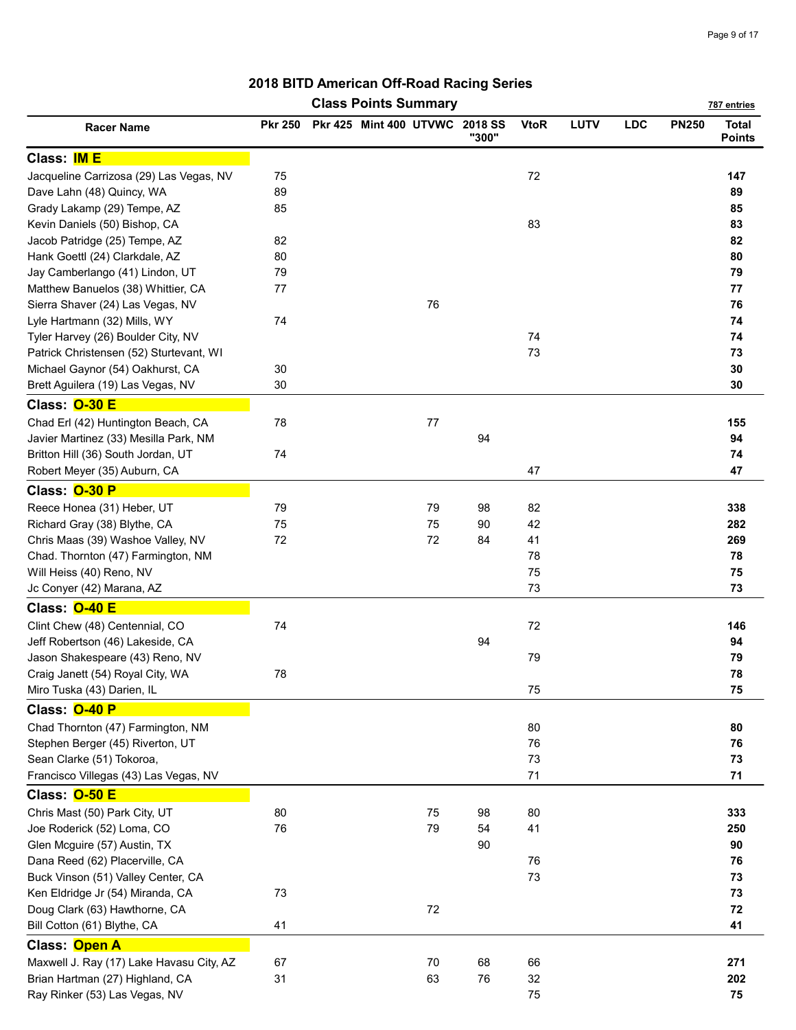# 2018 BITD American Off-Road Racing Series

## Class Points Summary

787 entries

| Racer Name | Pkr 250 | Pkr 425 | Mint 400 | UTVWC | 2018 SS "300" | VtoR | LUTV | LDC | PN250 | Total Points |
|---|---|---|---|---|---|---|---|---|---|---|
| **Class: IM E** | | | | | | | | | | |
| Jacqueline Carrizosa (29) Las Vegas, NV | 75 | | | | | 72 | | | | **147** |
| Dave Lahn (48) Quincy, WA | 89 | | | | | | | | | **89** |
| Grady Lakamp (29) Tempe, AZ | 85 | | | | | | | | | **85** |
| Kevin Daniels (50) Bishop, CA | | | | | | 83 | | | | **83** |
| Jacob Patridge (25) Tempe, AZ | 82 | | | | | | | | | **82** |
| Hank Goettl (24) Clarkdale, AZ | 80 | | | | | | | | | **80** |
| Jay Camberlango (41) Lindon, UT | 79 | | | | | | | | | **79** |
| Matthew Banuelos (38) Whittier, CA | 77 | | | | | | | | | **77** |
| Sierra Shaver (24) Las Vegas, NV | | | | 76 | | | | | | **76** |
| Lyle Hartmann (32) Mills, WY | 74 | | | | | | | | | **74** |
| Tyler Harvey (26) Boulder City, NV | | | | | | 74 | | | | **74** |
| Patrick Christensen (52) Sturtevant, WI | | | | | | 73 | | | | **73** |
| Michael Gaynor (54) Oakhurst, CA | 30 | | | | | | | | | **30** |
| Brett Aguilera (19) Las Vegas, NV | 30 | | | | | | | | | **30** |
| **Class: O-30 E** | | | | | | | | | | |
| Chad Erl (42) Huntington Beach, CA | 78 | | | 77 | | | | | | **155** |
| Javier Martinez (33) Mesilla Park, NM | | | | | 94 | | | | | **94** |
| Britton Hill (36) South Jordan, UT | 74 | | | | | | | | | **74** |
| Robert Meyer (35) Auburn, CA | | | | | | 47 | | | | **47** |
| **Class: O-30 P** | | | | | | | | | | |
| Reece Honea (31) Heber, UT | 79 | | | 79 | 98 | 82 | | | | **338** |
| Richard Gray (38) Blythe, CA | 75 | | | 75 | 90 | 42 | | | | **282** |
| Chris Maas (39) Washoe Valley, NV | 72 | | | 72 | 84 | 41 | | | | **269** |
| Chad. Thornton (47) Farmington, NM | | | | | | 78 | | | | **78** |
| Will Heiss (40) Reno, NV | | | | | | 75 | | | | **75** |
| Jc Conyer (42) Marana, AZ | | | | | | 73 | | | | **73** |
| **Class: O-40 E** | | | | | | | | | | |
| Clint Chew (48) Centennial, CO | 74 | | | | | 72 | | | | **146** |
| Jeff Robertson (46) Lakeside, CA | | | | | 94 | | | | | **94** |
| Jason Shakespeare (43) Reno, NV | | | | | | 79 | | | | **79** |
| Craig Janett (54) Royal City, WA | 78 | | | | | | | | | **78** |
| Miro Tuska (43) Darien, IL | | | | | | 75 | | | | **75** |
| **Class: O-40 P** | | | | | | | | | | |
| Chad Thornton (47) Farmington, NM | | | | | | 80 | | | | **80** |
| Stephen Berger (45) Riverton, UT | | | | | | 76 | | | | **76** |
| Sean Clarke (51) Tokoroa, | | | | | | 73 | | | | **73** |
| Francisco Villegas (43) Las Vegas, NV | | | | | | 71 | | | | **71** |
| **Class: O-50 E** | | | | | | | | | | |
| Chris Mast (50) Park City, UT | 80 | | | 75 | 98 | 80 | | | | **333** |
| Joe Roderick (52) Loma, CO | 76 | | | 79 | 54 | 41 | | | | **250** |
| Glen Mcguire (57) Austin, TX | | | | | 90 | | | | | **90** |
| Dana Reed (62) Placerville, CA | | | | | | 76 | | | | **76** |
| Buck Vinson (51) Valley Center, CA | | | | | | 73 | | | | **73** |
| Ken Eldridge Jr (54) Miranda, CA | 73 | | | | | | | | | **73** |
| Doug Clark (63) Hawthorne, CA | | | | 72 | | | | | | **72** |
| Bill Cotton (61) Blythe, CA | 41 | | | | | | | | | **41** |
| **Class: Open A** | | | | | | | | | | |
| Maxwell J. Ray (17) Lake Havasu City, AZ | 67 | | | 70 | 68 | 66 | | | | **271** |
| Brian Hartman (27) Highland, CA | 31 | | | 63 | 76 | 32 | | | | **202** |
| Ray Rinker (53) Las Vegas, NV | | | | | | 75 | | | | **75** |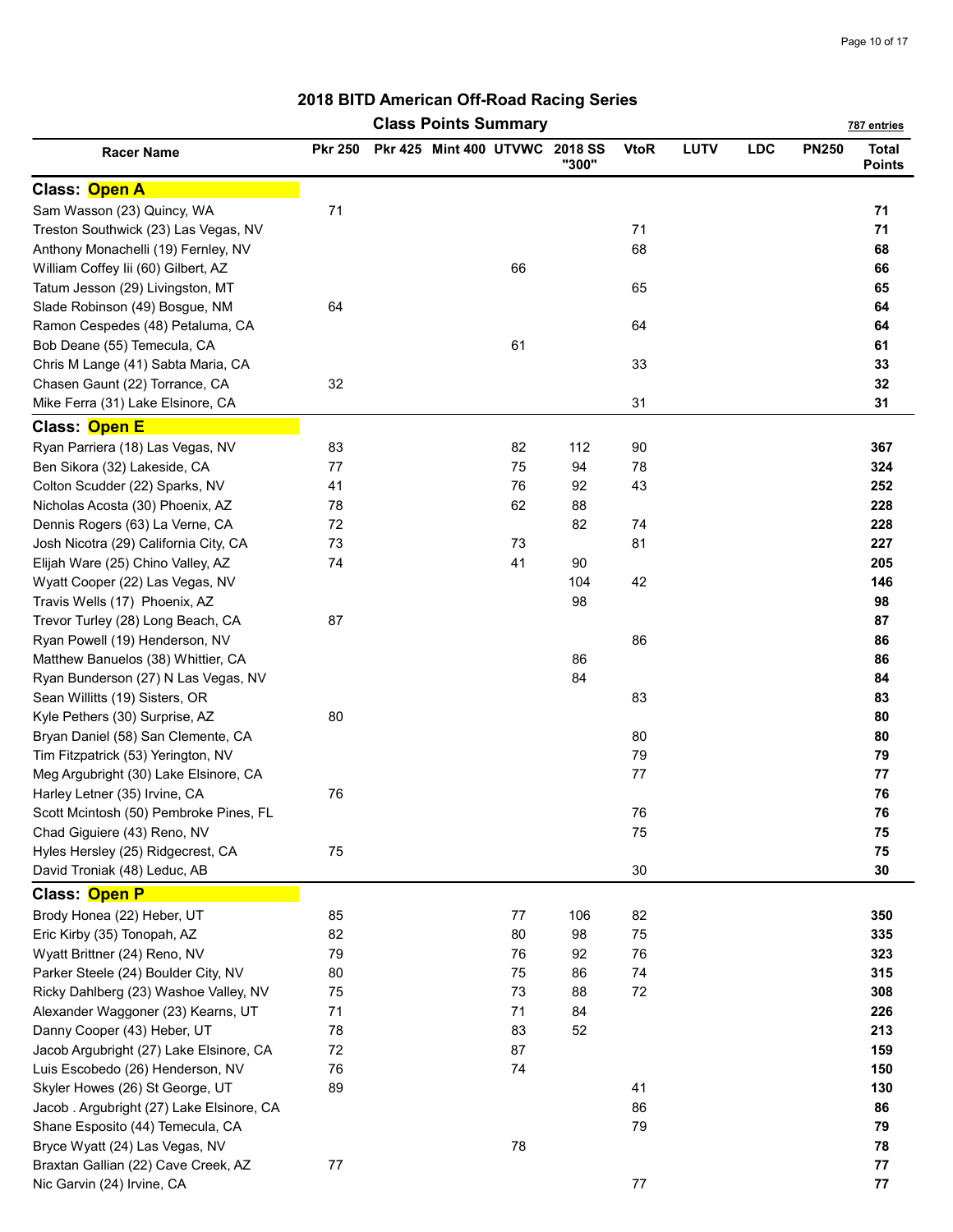## 2018 BITD American Off-Road Racing Series

### Class Points Summary

787 entries

| Racer Name | Pkr 250 | Pkr 425 | Mint 400 | UTVWC | 2018 SS "300" | VtoR | LUTV | LDC | PN250 | Total Points |
|---|---|---|---|---|---|---|---|---|---|---|
| **Class: Open A** | | | | | | | | | | |
| Sam Wasson (23) Quincy, WA | 71 | | | | | | | | | 71 |
| Treston Southwick (23) Las Vegas, NV | | | | | | 71 | | | | 71 |
| Anthony Monachelli (19) Fernley, NV | | | | | | 68 | | | | 68 |
| William Coffey Iii (60) Gilbert, AZ | | | | 66 | | | | | | 66 |
| Tatum Jesson (29) Livingston, MT | | | | | | 65 | | | | 65 |
| Slade Robinson (49) Bosgue, NM | 64 | | | | | | | | | 64 |
| Ramon Cespedes (48) Petaluma, CA | | | | | | 64 | | | | 64 |
| Bob Deane (55) Temecula, CA | | | | 61 | | | | | | 61 |
| Chris M Lange (41) Sabta Maria, CA | | | | | | 33 | | | | 33 |
| Chasen Gaunt (22) Torrance, CA | 32 | | | | | | | | | 32 |
| Mike Ferra (31) Lake Elsinore, CA | | | | | | 31 | | | | 31 |
| **Class: Open E** | | | | | | | | | | |
| Ryan Parriera (18) Las Vegas, NV | 83 | | | 82 | 112 | 90 | | | | 367 |
| Ben Sikora (32) Lakeside, CA | 77 | | | 75 | 94 | 78 | | | | 324 |
| Colton Scudder (22) Sparks, NV | 41 | | | 76 | 92 | 43 | | | | 252 |
| Nicholas Acosta (30) Phoenix, AZ | 78 | | | 62 | 88 | | | | | 228 |
| Dennis Rogers (63) La Verne, CA | 72 | | | | 82 | 74 | | | | 228 |
| Josh Nicotra (29) California City, CA | 73 | | | 73 | | 81 | | | | 227 |
| Elijah Ware (25) Chino Valley, AZ | 74 | | | 41 | 90 | | | | | 205 |
| Wyatt Cooper (22) Las Vegas, NV | | | | | 104 | 42 | | | | 146 |
| Travis Wells (17) Phoenix, AZ | | | | | 98 | | | | | 98 |
| Trevor Turley (28) Long Beach, CA | 87 | | | | | | | | | 87 |
| Ryan Powell (19) Henderson, NV | | | | | | 86 | | | | 86 |
| Matthew Banuelos (38) Whittier, CA | | | | | 86 | | | | | 86 |
| Ryan Bunderson (27) N Las Vegas, NV | | | | | 84 | | | | | 84 |
| Sean Willitts (19) Sisters, OR | | | | | | 83 | | | | 83 |
| Kyle Pethers (30) Surprise, AZ | 80 | | | | | | | | | 80 |
| Bryan Daniel (58) San Clemente, CA | | | | | | 80 | | | | 80 |
| Tim Fitzpatrick (53) Yerington, NV | | | | | | 79 | | | | 79 |
| Meg Argubright (30) Lake Elsinore, CA | | | | | | 77 | | | | 77 |
| Harley Letner (35) Irvine, CA | 76 | | | | | | | | | 76 |
| Scott Mcintosh (50) Pembroke Pines, FL | | | | | | 76 | | | | 76 |
| Chad Giguiere (43) Reno, NV | | | | | | 75 | | | | 75 |
| Hyles Hersley (25) Ridgecrest, CA | 75 | | | | | | | | | 75 |
| David Troniak (48) Leduc, AB | | | | | | 30 | | | | 30 |
| **Class: Open P** | | | | | | | | | | |
| Brody Honea (22) Heber, UT | 85 | | | 77 | 106 | 82 | | | | 350 |
| Eric Kirby (35) Tonopah, AZ | 82 | | | 80 | 98 | 75 | | | | 335 |
| Wyatt Brittner (24) Reno, NV | 79 | | | 76 | 92 | 76 | | | | 323 |
| Parker Steele (24) Boulder City, NV | 80 | | | 75 | 86 | 74 | | | | 315 |
| Ricky Dahlberg (23) Washoe Valley, NV | 75 | | | 73 | 88 | 72 | | | | 308 |
| Alexander Waggoner (23) Kearns, UT | 71 | | | 71 | 84 | | | | | 226 |
| Danny Cooper (43) Heber, UT | 78 | | | 83 | 52 | | | | | 213 |
| Jacob Argubright (27) Lake Elsinore, CA | 72 | | | 87 | | | | | | 159 |
| Luis Escobedo (26) Henderson, NV | 76 | | | 74 | | | | | | 150 |
| Skyler Howes (26) St George, UT | 89 | | | | | 41 | | | | 130 |
| Jacob . Argubright (27) Lake Elsinore, CA | | | | | | 86 | | | | 86 |
| Shane Esposito (44) Temecula, CA | | | | | | 79 | | | | 79 |
| Bryce Wyatt (24) Las Vegas, NV | | | | 78 | | | | | | 78 |
| Braxtan Gallian (22) Cave Creek, AZ | 77 | | | | | | | | | 77 |
| Nic Garvin (24) Irvine, CA | | | | | | 77 | | | | 77 |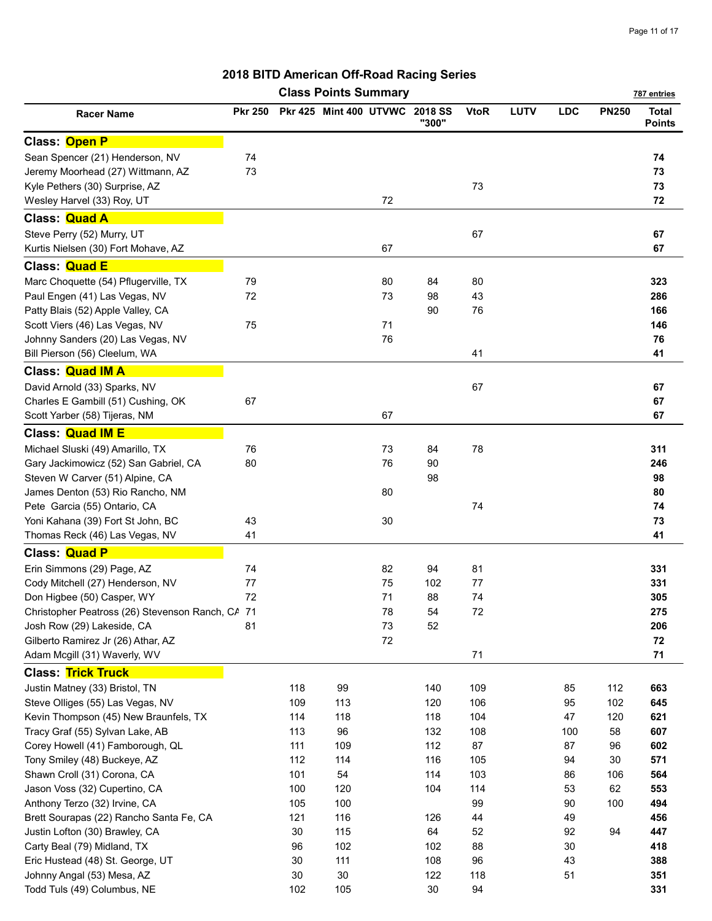# 2018 BITD American Off-Road Racing Series

## Class Points Summary

787 entries

| Racer Name | Pkr 250 | Pkr 425 | Mint 400 | UTVWC | 2018 SS "300" | VtoR | LUTV | LDC | PN250 | Total Points |
|---|---|---|---|---|---|---|---|---|---|---|
| **Class: Open P** | | | | | | | | | | |
| Sean Spencer (21) Henderson, NV | 74 | | | | | | | | | **74** |
| Jeremy Moorhead (27) Wittmann, AZ | 73 | | | | | | | | | **73** |
| Kyle Pethers (30) Surprise, AZ | | | | | | 73 | | | | **73** |
| Wesley Harvel (33) Roy, UT | | | | 72 | | | | | | **72** |
| **Class: Quad A** | | | | | | | | | | |
| Steve Perry (52) Murry, UT | | | | | | 67 | | | | **67** |
| Kurtis Nielsen (30) Fort Mohave, AZ | | | | 67 | | | | | | **67** |
| **Class: Quad E** | | | | | | | | | | |
| Marc Choquette (54) Pflugerville, TX | 79 | | | 80 | 84 | 80 | | | | **323** |
| Paul Engen (41) Las Vegas, NV | 72 | | | 73 | 98 | 43 | | | | **286** |
| Patty Blais (52) Apple Valley, CA | | | | | 90 | 76 | | | | **166** |
| Scott Viers (46) Las Vegas, NV | 75 | | | 71 | | | | | | **146** |
| Johnny Sanders (20) Las Vegas, NV | | | | 76 | | | | | | **76** |
| Bill Pierson (56) Cleelum, WA | | | | | | 41 | | | | **41** |
| **Class: Quad IM A** | | | | | | | | | | |
| David Arnold (33) Sparks, NV | | | | | | 67 | | | | **67** |
| Charles E Gambill (51) Cushing, OK | 67 | | | | | | | | | **67** |
| Scott Yarber (58) Tijeras, NM | | | | 67 | | | | | | **67** |
| **Class: Quad IM E** | | | | | | | | | | |
| Michael Sluski (49) Amarillo, TX | 76 | | | 73 | 84 | 78 | | | | **311** |
| Gary Jackimowicz (52) San Gabriel, CA | 80 | | | 76 | 90 | | | | | **246** |
| Steven W Carver (51) Alpine, CA | | | | | 98 | | | | | **98** |
| James Denton (53) Rio Rancho, NM | | | | 80 | | | | | | **80** |
| Pete Garcia (55) Ontario, CA | | | | | | 74 | | | | **74** |
| Yoni Kahana (39) Fort St John, BC | 43 | | | 30 | | | | | | **73** |
| Thomas Reck (46) Las Vegas, NV | 41 | | | | | | | | | **41** |
| **Class: Quad P** | | | | | | | | | | |
| Erin Simmons (29) Page, AZ | 74 | | | 82 | 94 | 81 | | | | **331** |
| Cody Mitchell (27) Henderson, NV | 77 | | | 75 | 102 | 77 | | | | **331** |
| Don Higbee (50) Casper, WY | 72 | | | 71 | 88 | 74 | | | | **305** |
| Christopher Peatross (26) Stevenson Ranch, CA | 71 | | | 78 | 54 | 72 | | | | **275** |
| Josh Row (29) Lakeside, CA | 81 | | | 73 | 52 | | | | | **206** |
| Gilberto Ramirez Jr (26) Athar, AZ | | | | 72 | | | | | | **72** |
| Adam Mcgill (31) Waverly, WV | | | | | | 71 | | | | **71** |
| **Class: Trick Truck** | | | | | | | | | | |
| Justin Matney (33) Bristol, TN | | 118 | 99 | | 140 | 109 | | 85 | 112 | **663** |
| Steve Olliges (55) Las Vegas, NV | | 109 | 113 | | 120 | 106 | | 95 | 102 | **645** |
| Kevin Thompson (45) New Braunfels, TX | | 114 | 118 | | 118 | 104 | | 47 | 120 | **621** |
| Tracy Graf (55) Sylvan Lake, AB | | 113 | 96 | | 132 | 108 | | 100 | 58 | **607** |
| Corey Howell (41) Famborough, QL | | 111 | 109 | | 112 | 87 | | 87 | 96 | **602** |
| Tony Smiley (48) Buckeye, AZ | | 112 | 114 | | 116 | 105 | | 94 | 30 | **571** |
| Shawn Croll (31) Corona, CA | | 101 | 54 | | 114 | 103 | | 86 | 106 | **564** |
| Jason Voss (32) Cupertino, CA | | 100 | 120 | | 104 | 114 | | 53 | 62 | **553** |
| Anthony Terzo (32) Irvine, CA | | 105 | 100 | | | 99 | | 90 | 100 | **494** |
| Brett Sourapas (22) Rancho Santa Fe, CA | | 121 | 116 | | 126 | 44 | | 49 | | **456** |
| Justin Lofton (30) Brawley, CA | | 30 | 115 | | 64 | 52 | | 92 | 94 | **447** |
| Carty Beal (79) Midland, TX | | 96 | 102 | | 102 | 88 | | 30 | | **418** |
| Eric Hustead (48) St. George, UT | | 30 | 111 | | 108 | 96 | | 43 | | **388** |
| Johnny Angal (53) Mesa, AZ | | 30 | 30 | | 122 | 118 | | 51 | | **351** |
| Todd Tuls (49) Columbus, NE | | 102 | 105 | | 30 | 94 | | | | **331** |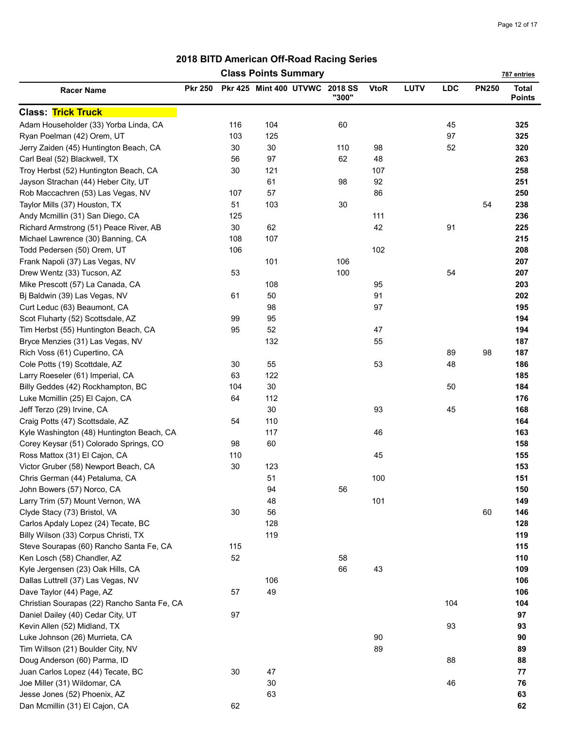## 2018 BITD American Off-Road Racing Series

### Class Points Summary

787 entries

| Racer Name | Pkr 250 | Pkr 425 | Mint 400 | UTVWC | 2018 SS "300" | VtoR | LUTV | LDC | PN250 | Total Points |
|---|---|---|---|---|---|---|---|---|---|---|
| **Class: Trick Truck** | | | | | | | | | | |
| Adam Householder (33) Yorba Linda, CA | | 116 | 104 | | 60 | | | 45 | | **325** |
| Ryan Poelman (42) Orem, UT | | 103 | 125 | | | | | 97 | | **325** |
| Jerry Zaiden (45) Huntington Beach, CA | | 30 | 30 | | 110 | 98 | | 52 | | **320** |
| Carl Beal (52) Blackwell, TX | | 56 | 97 | | 62 | 48 | | | | **263** |
| Troy Herbst (52) Huntington Beach, CA | | 30 | 121 | | | 107 | | | | **258** |
| Jayson Strachan (44) Heber City, UT | | | 61 | | 98 | 92 | | | | **251** |
| Rob Maccachren (53) Las Vegas, NV | | 107 | 57 | | | 86 | | | | **250** |
| Taylor Mills (37) Houston, TX | | 51 | 103 | | 30 | | | | 54 | **238** |
| Andy Mcmillin (31) San Diego, CA | | 125 | | | | 111 | | | | **236** |
| Richard Armstrong (51) Peace River, AB | | 30 | 62 | | | 42 | | 91 | | **225** |
| Michael Lawrence (30) Banning, CA | | 108 | 107 | | | | | | | **215** |
| Todd Pedersen (50) Orem, UT | | 106 | | | | 102 | | | | **208** |
| Frank Napoli (37) Las Vegas, NV | | | 101 | | 106 | | | | | **207** |
| Drew Wentz (33) Tucson, AZ | | 53 | | | 100 | | | 54 | | **207** |
| Mike Prescott (57) La Canada, CA | | | 108 | | | 95 | | | | **203** |
| Bj Baldwin (39) Las Vegas, NV | | 61 | 50 | | | 91 | | | | **202** |
| Curt Leduc (63) Beaumont, CA | | | 98 | | | 97 | | | | **195** |
| Scot Fluharty (52) Scottsdale, AZ | | 99 | 95 | | | | | | | **194** |
| Tim Herbst (55) Huntington Beach, CA | | 95 | 52 | | | 47 | | | | **194** |
| Bryce Menzies (31) Las Vegas, NV | | | 132 | | | 55 | | | | **187** |
| Rich Voss (61) Cupertino, CA | | | | | | | | 89 | 98 | **187** |
| Cole Potts (19) Scottsdale, AZ | | 30 | 55 | | | 53 | | 48 | | **186** |
| Larry Roeseler (61) Imperial, CA | | 63 | 122 | | | | | | | **185** |
| Billy Geddes (42) Rockhampton, BC | | 104 | 30 | | | | | 50 | | **184** |
| Luke Mcmillin (25) El Cajon, CA | | 64 | 112 | | | | | | | **176** |
| Jeff Terzo (29) Irvine, CA | | | 30 | | | 93 | | 45 | | **168** |
| Craig Potts (47) Scottsdale, AZ | | 54 | 110 | | | | | | | **164** |
| Kyle Washington (48) Huntington Beach, CA | | | 117 | | | 46 | | | | **163** |
| Corey Keysar (51) Colorado Springs, CO | | 98 | 60 | | | | | | | **158** |
| Ross Mattox (31) El Cajon, CA | | 110 | | | | 45 | | | | **155** |
| Victor Gruber (58) Newport Beach, CA | | 30 | 123 | | | | | | | **153** |
| Chris German (44) Petaluma, CA | | | 51 | | | 100 | | | | **151** |
| John Bowers (57) Norco, CA | | | 94 | | 56 | | | | | **150** |
| Larry Trim (57) Mount Vernon, WA | | | 48 | | | 101 | | | | **149** |
| Clyde Stacy (73) Bristol, VA | | 30 | 56 | | | | | | 60 | **146** |
| Carlos Apdaly Lopez (24) Tecate, BC | | | 128 | | | | | | | **128** |
| Billy Wilson (33) Corpus Christi, TX | | | 119 | | | | | | | **119** |
| Steve Sourapas (60) Rancho Santa Fe, CA | | 115 | | | | | | | | **115** |
| Ken Losch (58) Chandler, AZ | | 52 | | | 58 | | | | | **110** |
| Kyle Jergensen (23) Oak Hills, CA | | | | | 66 | 43 | | | | **109** |
| Dallas Luttrell (37) Las Vegas, NV | | | 106 | | | | | | | **106** |
| Dave Taylor (44) Page, AZ | | 57 | 49 | | | | | | | **106** |
| Christian Sourapas (22) Rancho Santa Fe, CA | | | | | | | | 104 | | **104** |
| Daniel Dailey (40) Cedar City, UT | | 97 | | | | | | | | **97** |
| Kevin Allen (52) Midland, TX | | | | | | | | 93 | | **93** |
| Luke Johnson (26) Murrieta, CA | | | | | | 90 | | | | **90** |
| Tim Willson (21) Boulder City, NV | | | | | | 89 | | | | **89** |
| Doug Anderson (60) Parma, ID | | | | | | | | 88 | | **88** |
| Juan Carlos Lopez (44) Tecate, BC | | 30 | 47 | | | | | | | **77** |
| Joe Miller (31) Wildomar, CA | | | 30 | | | | | 46 | | **76** |
| Jesse Jones (52) Phoenix, AZ | | | 63 | | | | | | | **63** |
| Dan Mcmillin (31) El Cajon, CA | | 62 | | | | | | | | **62** |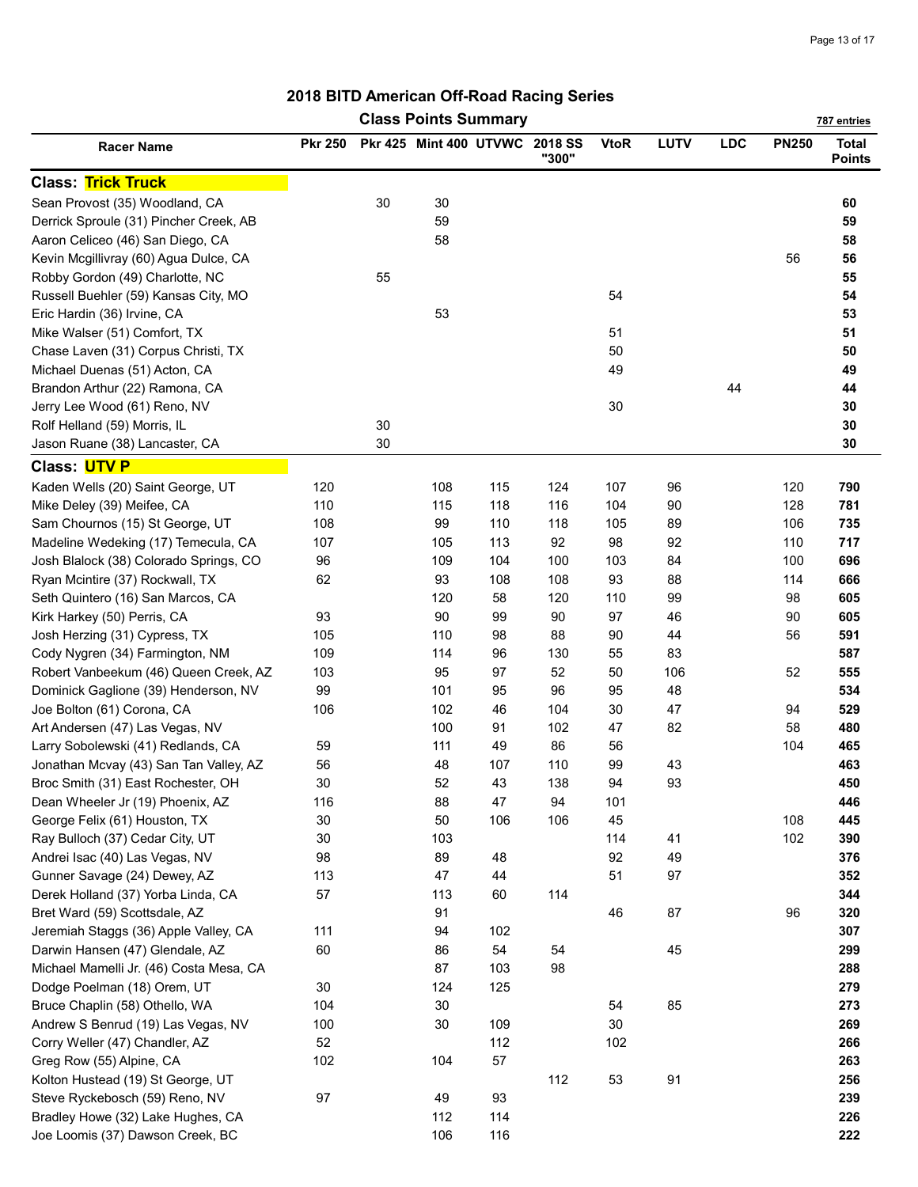# 2018 BITD American Off-Road Racing Series

## Class Points Summary

787 entries

| Racer Name | Pkr 250 | Pkr 425 | Mint 400 | UTVWC | 2018 SS "300" | VtoR | LUTV | LDC | PN250 | Total Points |
|---|---|---|---|---|---|---|---|---|---|---|
| **Class: Trick Truck** | | | | | | | | | | |
| Sean Provost (35) Woodland, CA | | 30 | 30 | | | | | | | **60** |
| Derrick Sproule (31) Pincher Creek, AB | | | 59 | | | | | | | **59** |
| Aaron Celiceo (46) San Diego, CA | | | 58 | | | | | | | **58** |
| Kevin Mcgillivray (60) Agua Dulce, CA | | | | | | | | | 56 | **56** |
| Robby Gordon (49) Charlotte, NC | | 55 | | | | | | | | **55** |
| Russell Buehler (59) Kansas City, MO | | | | | | 54 | | | | **54** |
| Eric Hardin (36) Irvine, CA | | | 53 | | | | | | | **53** |
| Mike Walser (51) Comfort, TX | | | | | | 51 | | | | **51** |
| Chase Laven (31) Corpus Christi, TX | | | | | | 50 | | | | **50** |
| Michael Duenas (51) Acton, CA | | | | | | 49 | | | | **49** |
| Brandon Arthur (22) Ramona, CA | | | | | | | | 44 | | **44** |
| Jerry Lee Wood (61) Reno, NV | | | | | | 30 | | | | **30** |
| Rolf Helland (59) Morris, IL | | 30 | | | | | | | | **30** |
| Jason Ruane (38) Lancaster, CA | | 30 | | | | | | | | **30** |
| **Class: UTV P** | | | | | | | | | | |
| Kaden Wells (20) Saint George, UT | 120 | | 108 | 115 | 124 | 107 | 96 | | 120 | **790** |
| Mike Deley (39) Meifee, CA | 110 | | 115 | 118 | 116 | 104 | 90 | | 128 | **781** |
| Sam Chournos (15) St George, UT | 108 | | 99 | 110 | 118 | 105 | 89 | | 106 | **735** |
| Madeline Wedeking (17) Temecula, CA | 107 | | 105 | 113 | 92 | 98 | 92 | | 110 | **717** |
| Josh Blalock (38) Colorado Springs, CO | 96 | | 109 | 104 | 100 | 103 | 84 | | 100 | **696** |
| Ryan Mcintire (37) Rockwall, TX | 62 | | 93 | 108 | 108 | 93 | 88 | | 114 | **666** |
| Seth Quintero (16) San Marcos, CA | | | 120 | 58 | 120 | 110 | 99 | | 98 | **605** |
| Kirk Harkey (50) Perris, CA | 93 | | 90 | 99 | 90 | 97 | 46 | | 90 | **605** |
| Josh Herzing (31) Cypress, TX | 105 | | 110 | 98 | 88 | 90 | 44 | | 56 | **591** |
| Cody Nygren (34) Farmington, NM | 109 | | 114 | 96 | 130 | 55 | 83 | | | **587** |
| Robert Vanbeekum (46) Queen Creek, AZ | 103 | | 95 | 97 | 52 | 50 | 106 | | 52 | **555** |
| Dominick Gaglione (39) Henderson, NV | 99 | | 101 | 95 | 96 | 95 | 48 | | | **534** |
| Joe Bolton (61) Corona, CA | 106 | | 102 | 46 | 104 | 30 | 47 | | 94 | **529** |
| Art Andersen (47) Las Vegas, NV | | | 100 | 91 | 102 | 47 | 82 | | 58 | **480** |
| Larry Sobolewski (41) Redlands, CA | 59 | | 111 | 49 | 86 | 56 | | | 104 | **465** |
| Jonathan Mcvay (43) San Tan Valley, AZ | 56 | | 48 | 107 | 110 | 99 | 43 | | | **463** |
| Broc Smith (31) East Rochester, OH | 30 | | 52 | 43 | 138 | 94 | 93 | | | **450** |
| Dean Wheeler Jr (19) Phoenix, AZ | 116 | | 88 | 47 | 94 | 101 | | | | **446** |
| George Felix (61) Houston, TX | 30 | | 50 | 106 | 106 | 45 | | | 108 | **445** |
| Ray Bulloch (37) Cedar City, UT | 30 | | 103 | | | 114 | 41 | | 102 | **390** |
| Andrei Isac (40) Las Vegas, NV | 98 | | 89 | 48 | | 92 | 49 | | | **376** |
| Gunner Savage (24) Dewey, AZ | 113 | | 47 | 44 | | 51 | 97 | | | **352** |
| Derek Holland (37) Yorba Linda, CA | 57 | | 113 | 60 | 114 | | | | | **344** |
| Bret Ward (59) Scottsdale, AZ | | | 91 | | | 46 | 87 | | 96 | **320** |
| Jeremiah Staggs (36) Apple Valley, CA | 111 | | 94 | 102 | | | | | | **307** |
| Darwin Hansen (47) Glendale, AZ | 60 | | 86 | 54 | 54 | | 45 | | | **299** |
| Michael Mamelli Jr. (46) Costa Mesa, CA | | | 87 | 103 | 98 | | | | | **288** |
| Dodge Poelman (18) Orem, UT | 30 | | 124 | 125 | | | | | | **279** |
| Bruce Chaplin (58) Othello, WA | 104 | | 30 | | | 54 | 85 | | | **273** |
| Andrew S Benrud (19) Las Vegas, NV | 100 | | 30 | 109 | | 30 | | | | **269** |
| Corry Weller (47) Chandler, AZ | 52 | | | 112 | | 102 | | | | **266** |
| Greg Row (55) Alpine, CA | 102 | | 104 | 57 | | | | | | **263** |
| Kolton Hustead (19) St George, UT | | | | | 112 | 53 | 91 | | | **256** |
| Steve Ryckebosch (59) Reno, NV | 97 | | 49 | 93 | | | | | | **239** |
| Bradley Howe (32) Lake Hughes, CA | | | 112 | 114 | | | | | | **226** |
| Joe Loomis (37) Dawson Creek, BC | | | 106 | 116 | | | | | | **222** |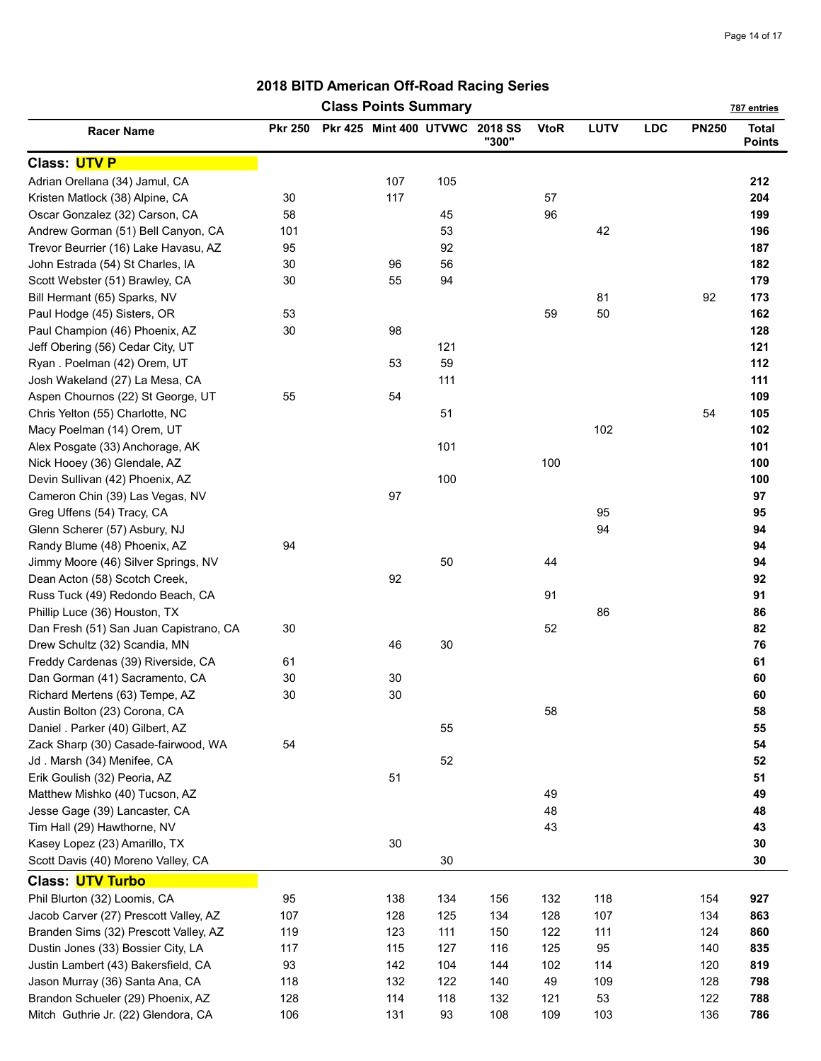## 2018 BITD American Off-Road Racing Series

### Class Points Summary

787 entries

| Racer Name | Pkr 250 | Pkr 425 | Mint 400 | UTVWC | 2018 SS "300" | VtoR | LUTV | LDC | PN250 | Total Points |
|---|---|---|---|---|---|---|---|---|---|---|
| **Class: UTV P** | | | | | | | | | | |
| Adrian Orellana (34) Jamul, CA | | | 107 | 105 | | | | | | **212** |
| Kristen Matlock (38) Alpine, CA | 30 | | 117 | | | 57 | | | | **204** |
| Oscar Gonzalez (32) Carson, CA | 58 | | | 45 | | 96 | | | | **199** |
| Andrew Gorman (51) Bell Canyon, CA | 101 | | | 53 | | | 42 | | | **196** |
| Trevor Beurrier (16) Lake Havasu, AZ | 95 | | | 92 | | | | | | **187** |
| John Estrada (54) St Charles, IA | 30 | | 96 | 56 | | | | | | **182** |
| Scott Webster (51) Brawley, CA | 30 | | 55 | 94 | | | | | | **179** |
| Bill Hermant (65) Sparks, NV | | | | | | | 81 | | 92 | **173** |
| Paul Hodge (45) Sisters, OR | 53 | | | | | 59 | 50 | | | **162** |
| Paul Champion (46) Phoenix, AZ | 30 | | 98 | | | | | | | **128** |
| Jeff Obering (56) Cedar City, UT | | | | 121 | | | | | | **121** |
| Ryan . Poelman (42) Orem, UT | | | 53 | 59 | | | | | | **112** |
| Josh Wakeland (27) La Mesa, CA | | | | 111 | | | | | | **111** |
| Aspen Chournos (22) St George, UT | 55 | | 54 | | | | | | | **109** |
| Chris Yelton (55) Charlotte, NC | | | | 51 | | | | | 54 | **105** |
| Macy Poelman (14) Orem, UT | | | | | | | 102 | | | **102** |
| Alex Posgate (33) Anchorage, AK | | | | 101 | | | | | | **101** |
| Nick Hooey (36) Glendale, AZ | | | | | | 100 | | | | **100** |
| Devin Sullivan (42) Phoenix, AZ | | | | 100 | | | | | | **100** |
| Cameron Chin (39) Las Vegas, NV | | | 97 | | | | | | | **97** |
| Greg Uffens (54) Tracy, CA | | | | | | | 95 | | | **95** |
| Glenn Scherer (57) Asbury, NJ | | | | | | | 94 | | | **94** |
| Randy Blume (48) Phoenix, AZ | 94 | | | | | | | | | **94** |
| Jimmy Moore (46) Silver Springs, NV | | | | 50 | | 44 | | | | **94** |
| Dean Acton (58) Scotch Creek, | | | 92 | | | | | | | **92** |
| Russ Tuck (49) Redondo Beach, CA | | | | | | 91 | | | | **91** |
| Phillip Luce (36) Houston, TX | | | | | | | 86 | | | **86** |
| Dan Fresh (51) San Juan Capistrano, CA | 30 | | | | | 52 | | | | **82** |
| Drew Schultz (32) Scandia, MN | | | 46 | 30 | | | | | | **76** |
| Freddy Cardenas (39) Riverside, CA | 61 | | | | | | | | | **61** |
| Dan Gorman (41) Sacramento, CA | 30 | | 30 | | | | | | | **60** |
| Richard Mertens (63) Tempe, AZ | 30 | | 30 | | | | | | | **60** |
| Austin Bolton (23) Corona, CA | | | | | | 58 | | | | **58** |
| Daniel . Parker (40) Gilbert, AZ | | | | 55 | | | | | | **55** |
| Zack Sharp (30) Casade-fairwood, WA | 54 | | | | | | | | | **54** |
| Jd . Marsh (34) Menifee, CA | | | | 52 | | | | | | **52** |
| Erik Goulish (32) Peoria, AZ | | | 51 | | | | | | | **51** |
| Matthew Mishko (40) Tucson, AZ | | | | | | 49 | | | | **49** |
| Jesse Gage (39) Lancaster, CA | | | | | | 48 | | | | **48** |
| Tim Hall (29) Hawthorne, NV | | | | | | 43 | | | | **43** |
| Kasey Lopez (23) Amarillo, TX | | | 30 | | | | | | | **30** |
| Scott Davis (40) Moreno Valley, CA | | | | 30 | | | | | | **30** |
| **Class: UTV Turbo** | | | | | | | | | | |
| Phil Blurton (32) Loomis, CA | 95 | | 138 | 134 | 156 | 132 | 118 | | 154 | **927** |
| Jacob Carver (27) Prescott Valley, AZ | 107 | | 128 | 125 | 134 | 128 | 107 | | 134 | **863** |
| Branden Sims (32) Prescott Valley, AZ | 119 | | 123 | 111 | 150 | 122 | 111 | | 124 | **860** |
| Dustin Jones (33) Bossier City, LA | 117 | | 115 | 127 | 116 | 125 | 95 | | 140 | **835** |
| Justin Lambert (43) Bakersfield, CA | 93 | | 142 | 104 | 144 | 102 | 114 | | 120 | **819** |
| Jason Murray (36) Santa Ana, CA | 118 | | 132 | 122 | 140 | 49 | 109 | | 128 | **798** |
| Brandon Schueler (29) Phoenix, AZ | 128 | | 114 | 118 | 132 | 121 | 53 | | 122 | **788** |
| Mitch Guthrie Jr. (22) Glendora, CA | 106 | | 131 | 93 | 108 | 109 | 103 | | 136 | **786** |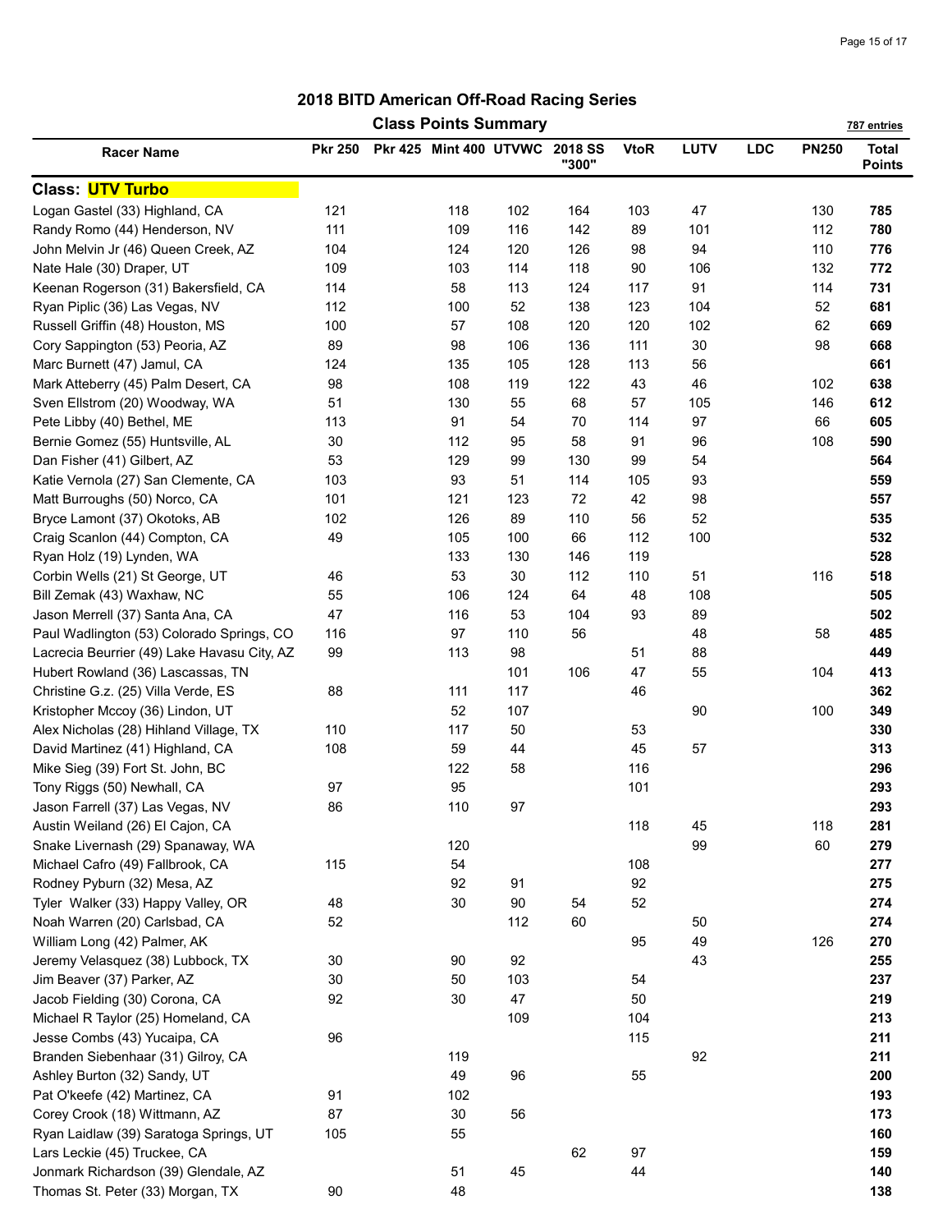## 2018 BITD American Off-Road Racing Series

### Class Points Summary

787 entries

| Racer Name | Pkr 250 | Pkr 425 | Mint 400 | UTVWC | 2018 SS "300" | VtoR | LUTV | LDC | PN250 | Total Points |
|---|---|---|---|---|---|---|---|---|---|---|
| **Class: UTV Turbo** | | | | | | | | | | |
| Logan Gastel (33) Highland, CA | 121 | | 118 | 102 | 164 | 103 | 47 | | 130 | **785** |
| Randy Romo (44) Henderson, NV | 111 | | 109 | 116 | 142 | 89 | 101 | | 112 | **780** |
| John Melvin Jr (46) Queen Creek, AZ | 104 | | 124 | 120 | 126 | 98 | 94 | | 110 | **776** |
| Nate Hale (30) Draper, UT | 109 | | 103 | 114 | 118 | 90 | 106 | | 132 | **772** |
| Keenan Rogerson (31) Bakersfield, CA | 114 | | 58 | 113 | 124 | 117 | 91 | | 114 | **731** |
| Ryan Piplic (36) Las Vegas, NV | 112 | | 100 | 52 | 138 | 123 | 104 | | 52 | **681** |
| Russell Griffin (48) Houston, MS | 100 | | 57 | 108 | 120 | 120 | 102 | | 62 | **669** |
| Cory Sappington (53) Peoria, AZ | 89 | | 98 | 106 | 136 | 111 | 30 | | 98 | **668** |
| Marc Burnett (47) Jamul, CA | 124 | | 135 | 105 | 128 | 113 | 56 | | | **661** |
| Mark Atteberry (45) Palm Desert, CA | 98 | | 108 | 119 | 122 | 43 | 46 | | 102 | **638** |
| Sven Ellstrom (20) Woodway, WA | 51 | | 130 | 55 | 68 | 57 | 105 | | 146 | **612** |
| Pete Libby (40) Bethel, ME | 113 | | 91 | 54 | 70 | 114 | 97 | | 66 | **605** |
| Bernie Gomez (55) Huntsville, AL | 30 | | 112 | 95 | 58 | 91 | 96 | | 108 | **590** |
| Dan Fisher (41) Gilbert, AZ | 53 | | 129 | 99 | 130 | 99 | 54 | | | **564** |
| Katie Vernola (27) San Clemente, CA | 103 | | 93 | 51 | 114 | 105 | 93 | | | **559** |
| Matt Burroughs (50) Norco, CA | 101 | | 121 | 123 | 72 | 42 | 98 | | | **557** |
| Bryce Lamont (37) Okotoks, AB | 102 | | 126 | 89 | 110 | 56 | 52 | | | **535** |
| Craig Scanlon (44) Compton, CA | 49 | | 105 | 100 | 66 | 112 | 100 | | | **532** |
| Ryan Holz (19) Lynden, WA | | | 133 | 130 | 146 | 119 | | | | **528** |
| Corbin Wells (21) St George, UT | 46 | | 53 | 30 | 112 | 110 | 51 | | 116 | **518** |
| Bill Zemak (43) Waxhaw, NC | 55 | | 106 | 124 | 64 | 48 | 108 | | | **505** |
| Jason Merrell (37) Santa Ana, CA | 47 | | 116 | 53 | 104 | 93 | 89 | | | **502** |
| Paul Wadlington (53) Colorado Springs, CO | 116 | | 97 | 110 | 56 | | 48 | | 58 | **485** |
| Lacrecia Beurrier (49) Lake Havasu City, AZ | 99 | | 113 | 98 | | 51 | 88 | | | **449** |
| Hubert Rowland (36) Lascassas, TN | | | | 101 | 106 | 47 | 55 | | 104 | **413** |
| Christine G.z. (25) Villa Verde, ES | 88 | | 111 | 117 | | 46 | | | | **362** |
| Kristopher Mccoy (36) Lindon, UT | | | 52 | 107 | | | 90 | | 100 | **349** |
| Alex Nicholas (28) Hihland Village, TX | 110 | | 117 | 50 | | 53 | | | | **330** |
| David Martinez (41) Highland, CA | 108 | | 59 | 44 | | 45 | 57 | | | **313** |
| Mike Sieg (39) Fort St. John, BC | | | 122 | 58 | | 116 | | | | **296** |
| Tony Riggs (50) Newhall, CA | 97 | | 95 | | | 101 | | | | **293** |
| Jason Farrell (37) Las Vegas, NV | 86 | | 110 | 97 | | | | | | **293** |
| Austin Weiland (26) El Cajon, CA | | | | | | 118 | 45 | | 118 | **281** |
| Snake Livernash (29) Spanaway, WA | | | 120 | | | | 99 | | 60 | **279** |
| Michael Cafro (49) Fallbrook, CA | 115 | | 54 | | | 108 | | | | **277** |
| Rodney Pyburn (32) Mesa, AZ | | | 92 | 91 | | 92 | | | | **275** |
| Tyler Walker (33) Happy Valley, OR | 48 | | 30 | 90 | 54 | 52 | | | | **274** |
| Noah Warren (20) Carlsbad, CA | 52 | | | 112 | 60 | | 50 | | | **274** |
| William Long (42) Palmer, AK | | | | | | 95 | 49 | | 126 | **270** |
| Jeremy Velasquez (38) Lubbock, TX | 30 | | 90 | 92 | | | 43 | | | **255** |
| Jim Beaver (37) Parker, AZ | 30 | | 50 | 103 | | 54 | | | | **237** |
| Jacob Fielding (30) Corona, CA | 92 | | 30 | 47 | | 50 | | | | **219** |
| Michael R Taylor (25) Homeland, CA | | | | 109 | | 104 | | | | **213** |
| Jesse Combs (43) Yucaipa, CA | 96 | | | | | 115 | | | | **211** |
| Branden Siebenhaar (31) Gilroy, CA | | | 119 | | | | 92 | | | **211** |
| Ashley Burton (32) Sandy, UT | | | 49 | 96 | | 55 | | | | **200** |
| Pat O'keefe (42) Martinez, CA | 91 | | 102 | | | | | | | **193** |
| Corey Crook (18) Wittmann, AZ | 87 | | 30 | 56 | | | | | | **173** |
| Ryan Laidlaw (39) Saratoga Springs, UT | 105 | | 55 | | | | | | | **160** |
| Lars Leckie (45) Truckee, CA | | | | | 62 | 97 | | | | **159** |
| Jonmark Richardson (39) Glendale, AZ | | | 51 | 45 | | 44 | | | | **140** |
| Thomas St. Peter (33) Morgan, TX | 90 | | 48 | | | | | | | **138** |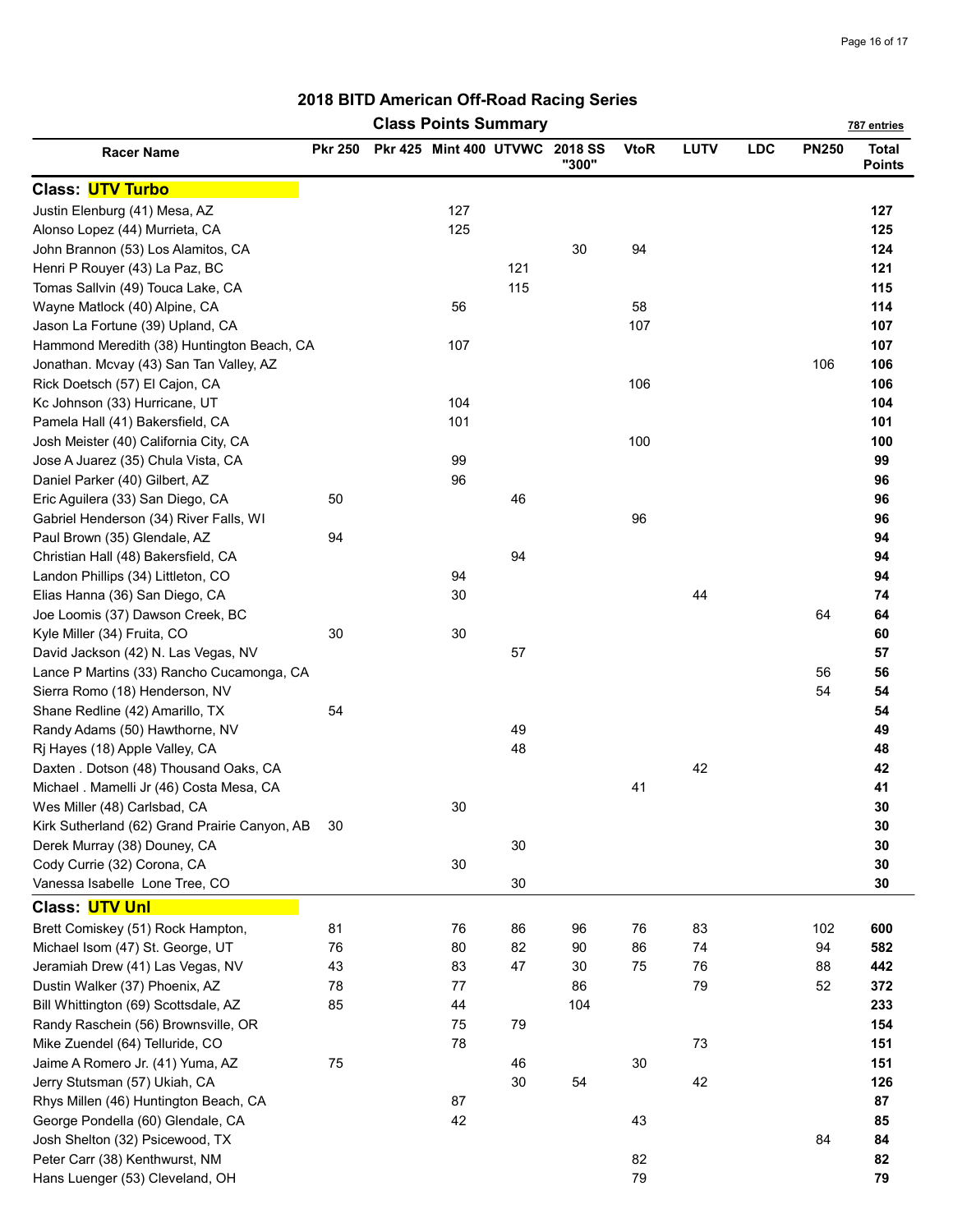# 2018 BITD American Off-Road Racing Series

## Class Points Summary

787 entries

| Racer Name | Pkr 250 | Pkr 425 | Mint 400 | UTVWC | 2018 SS "300" | VtoR | LUTV | LDC | PN250 | Total Points |
|---|---|---|---|---|---|---|---|---|---|---|
| **Class: UTV Turbo** | | | | | | | | | | |
| Justin Elenburg (41) Mesa, AZ | | | 127 | | | | | | | **127** |
| Alonso Lopez (44) Murrieta, CA | | | 125 | | | | | | | **125** |
| John Brannon (53) Los Alamitos, CA | | | | | 30 | 94 | | | | **124** |
| Henri P Rouyer (43) La Paz, BC | | | | 121 | | | | | | **121** |
| Tomas Sallvin (49) Touca Lake, CA | | | | 115 | | | | | | **115** |
| Wayne Matlock (40) Alpine, CA | | | 56 | | | 58 | | | | **114** |
| Jason La Fortune (39) Upland, CA | | | | | | 107 | | | | **107** |
| Hammond Meredith (38) Huntington Beach, CA | | | 107 | | | | | | | **107** |
| Jonathan. Mcvay (43) San Tan Valley, AZ | | | | | | | | | 106 | **106** |
| Rick Doetsch (57) El Cajon, CA | | | | | | 106 | | | | **106** |
| Kc Johnson (33) Hurricane, UT | | | 104 | | | | | | | **104** |
| Pamela Hall (41) Bakersfield, CA | | | 101 | | | | | | | **101** |
| Josh Meister (40) California City, CA | | | | | | 100 | | | | **100** |
| Jose A Juarez (35) Chula Vista, CA | | | 99 | | | | | | | **99** |
| Daniel Parker (40) Gilbert, AZ | | | 96 | | | | | | | **96** |
| Eric Aguilera (33) San Diego, CA | 50 | | | 46 | | | | | | **96** |
| Gabriel Henderson (34) River Falls, WI | | | | | | 96 | | | | **96** |
| Paul Brown (35) Glendale, AZ | 94 | | | | | | | | | **94** |
| Christian Hall (48) Bakersfield, CA | | | | 94 | | | | | | **94** |
| Landon Phillips (34) Littleton, CO | | | 94 | | | | | | | **94** |
| Elias Hanna (36) San Diego, CA | | | 30 | | | | 44 | | | **74** |
| Joe Loomis (37) Dawson Creek, BC | | | | | | | | | 64 | **64** |
| Kyle Miller (34) Fruita, CO | 30 | | 30 | | | | | | | **60** |
| David Jackson (42) N. Las Vegas, NV | | | | 57 | | | | | | **57** |
| Lance P Martins (33) Rancho Cucamonga, CA | | | | | | | | | 56 | **56** |
| Sierra Romo (18) Henderson, NV | | | | | | | | | 54 | **54** |
| Shane Redline (42) Amarillo, TX | 54 | | | | | | | | | **54** |
| Randy Adams (50) Hawthorne, NV | | | | 49 | | | | | | **49** |
| Rj Hayes (18) Apple Valley, CA | | | | 48 | | | | | | **48** |
| Daxten . Dotson (48) Thousand Oaks, CA | | | | | | | 42 | | | **42** |
| Michael . Mamelli Jr (46) Costa Mesa, CA | | | | | | 41 | | | | **41** |
| Wes Miller (48) Carlsbad, CA | | | 30 | | | | | | | **30** |
| Kirk Sutherland (62) Grand Prairie Canyon, AB | 30 | | | | | | | | | **30** |
| Derek Murray (38) Douney, CA | | | | 30 | | | | | | **30** |
| Cody Currie (32) Corona, CA | | | 30 | | | | | | | **30** |
| Vanessa Isabelle Lone Tree, CO | | | | 30 | | | | | | **30** |
| **Class: UTV Unl** | | | | | | | | | | |
| Brett Comiskey (51) Rock Hampton, | 81 | | 76 | 86 | 96 | 76 | 83 | | 102 | **600** |
| Michael Isom (47) St. George, UT | 76 | | 80 | 82 | 90 | 86 | 74 | | 94 | **582** |
| Jeramiah Drew (41) Las Vegas, NV | 43 | | 83 | 47 | 30 | 75 | 76 | | 88 | **442** |
| Dustin Walker (37) Phoenix, AZ | 78 | | 77 | | 86 | | 79 | | 52 | **372** |
| Bill Whittington (69) Scottsdale, AZ | 85 | | 44 | | 104 | | | | | **233** |
| Randy Raschein (56) Brownsville, OR | | | 75 | 79 | | | | | | **154** |
| Mike Zuendel (64) Telluride, CO | | | 78 | | | | 73 | | | **151** |
| Jaime A Romero Jr. (41) Yuma, AZ | 75 | | | 46 | | 30 | | | | **151** |
| Jerry Stutsman (57) Ukiah, CA | | | | 30 | 54 | | 42 | | | **126** |
| Rhys Millen (46) Huntington Beach, CA | | | 87 | | | | | | | **87** |
| George Pondella (60) Glendale, CA | | | 42 | | | 43 | | | | **85** |
| Josh Shelton (32) Psicewood, TX | | | | | | | | | 84 | **84** |
| Peter Carr (38) Kenthwurst, NM | | | | | | 82 | | | | **82** |
| Hans Luenger (53) Cleveland, OH | | | | | | 79 | | | | **79** |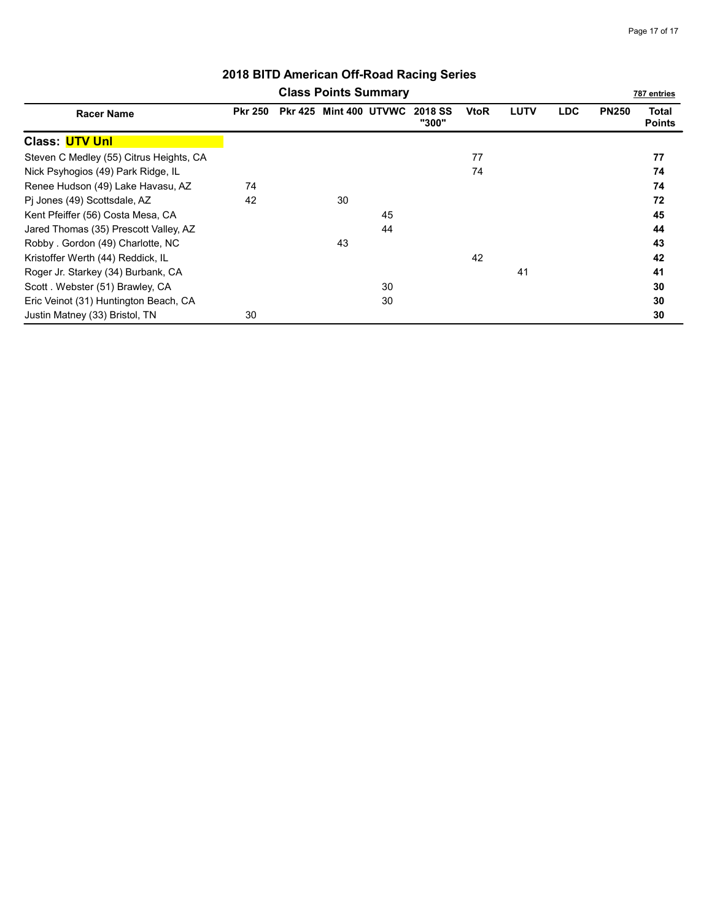# 2018 BITD American Off-Road Racing Series

## Class Points Summary

787 entries

| Racer Name | Pkr 250 | Pkr 425 | Mint 400 | UTVWC | 2018 SS "300" | VtoR | LUTV | LDC | PN250 | Total Points |
|---|---|---|---|---|---|---|---|---|---|---|
| **Class: UTV Unl** | | | | | | | | | | |
| Steven C Medley (55) Citrus Heights, CA | | | | | | 77 | | | | **77** |
| Nick Psyhogios (49) Park Ridge, IL | | | | | | 74 | | | | **74** |
| Renee Hudson (49) Lake Havasu, AZ | 74 | | | | | | | | | **74** |
| Pj Jones (49) Scottsdale, AZ | 42 | | 30 | | | | | | | **72** |
| Kent Pfeiffer (56) Costa Mesa, CA | | | | 45 | | | | | | **45** |
| Jared Thomas (35) Prescott Valley, AZ | | | | 44 | | | | | | **44** |
| Robby . Gordon (49) Charlotte, NC | | | 43 | | | | | | | **43** |
| Kristoffer Werth (44) Reddick, IL | | | | | | 42 | | | | **42** |
| Roger Jr. Starkey (34) Burbank, CA | | | | | | | 41 | | | **41** |
| Scott . Webster (51) Brawley, CA | | | | 30 | | | | | | **30** |
| Eric Veinot (31) Huntington Beach, CA | | | | 30 | | | | | | **30** |
| Justin Matney (33) Bristol, TN | 30 | | | | | | | | | **30** |